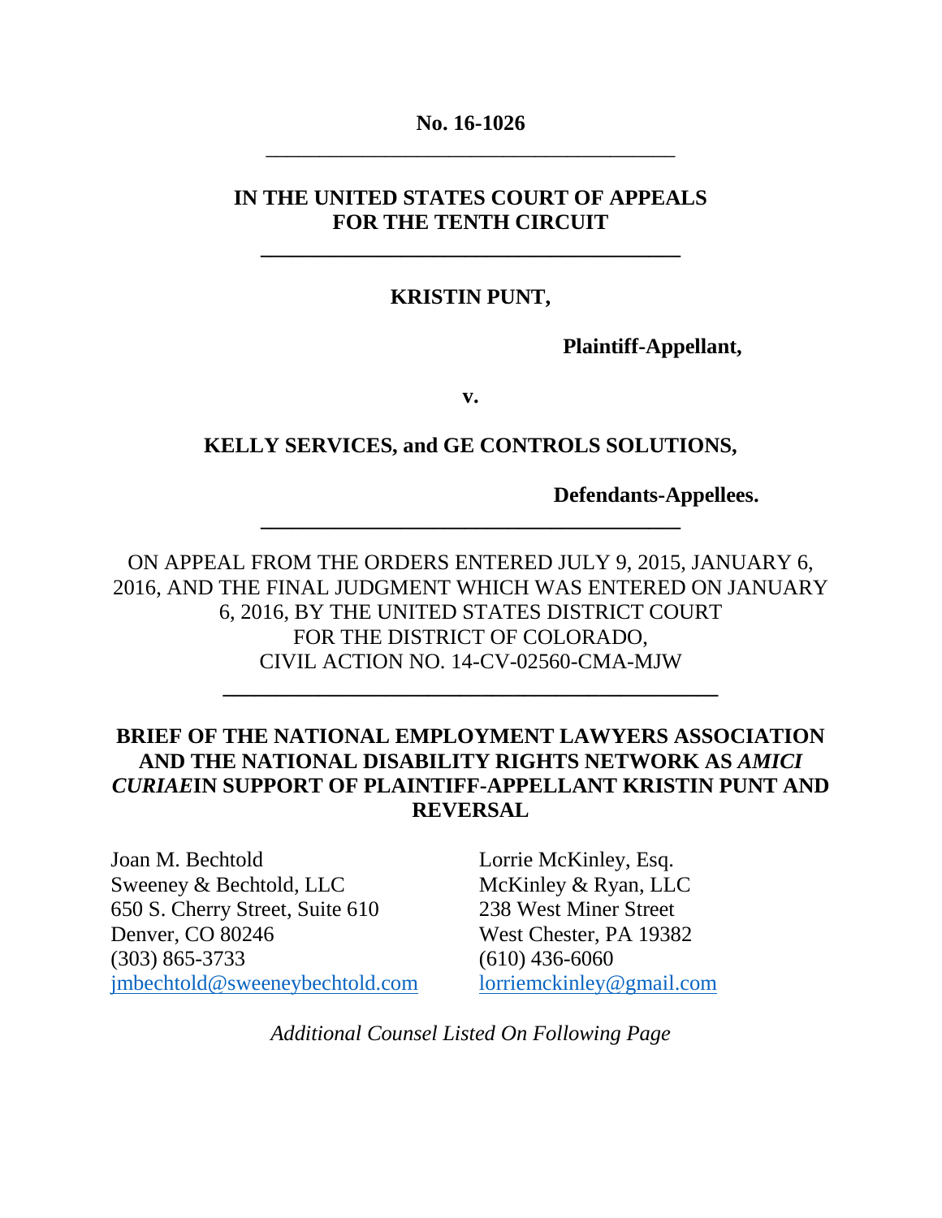**No. 16-1026**

---

**IN THE UNITED STATES COURT OF APPEALS**
**FOR THE TENTH CIRCUIT**

---

**KRISTIN PUNT,**

**Plaintiff-Appellant,**

**v.**

**KELLY SERVICES, and GE CONTROLS SOLUTIONS,**

**Defendants-Appellees.**

---

ON APPEAL FROM THE ORDERS ENTERED JULY 9, 2015, JANUARY 6, 2016, AND THE FINAL JUDGMENT WHICH WAS ENTERED ON JANUARY 6, 2016, BY THE UNITED STATES DISTRICT COURT FOR THE DISTRICT OF COLORADO, CIVIL ACTION NO. 14-CV-02560-CMA-MJW

---

**BRIEF OF THE NATIONAL EMPLOYMENT LAWYERS ASSOCIATION AND THE NATIONAL DISABILITY RIGHTS NETWORK AS *AMICI CURIAE* IN SUPPORT OF PLAINTIFF-APPELLANT KRISTIN PUNT AND REVERSAL**

Joan M. Bechtold
Sweeney & Bechtold, LLC
650 S. Cherry Street, Suite 610
Denver, CO 80246
(303) 865-3733
jmbechtold@sweeneybechtold.com

Lorrie McKinley, Esq.
McKinley & Ryan, LLC
238 West Miner Street
West Chester, PA 19382
(610) 436-6060
lorriemckinley@gmail.com

*Additional Counsel Listed On Following Page*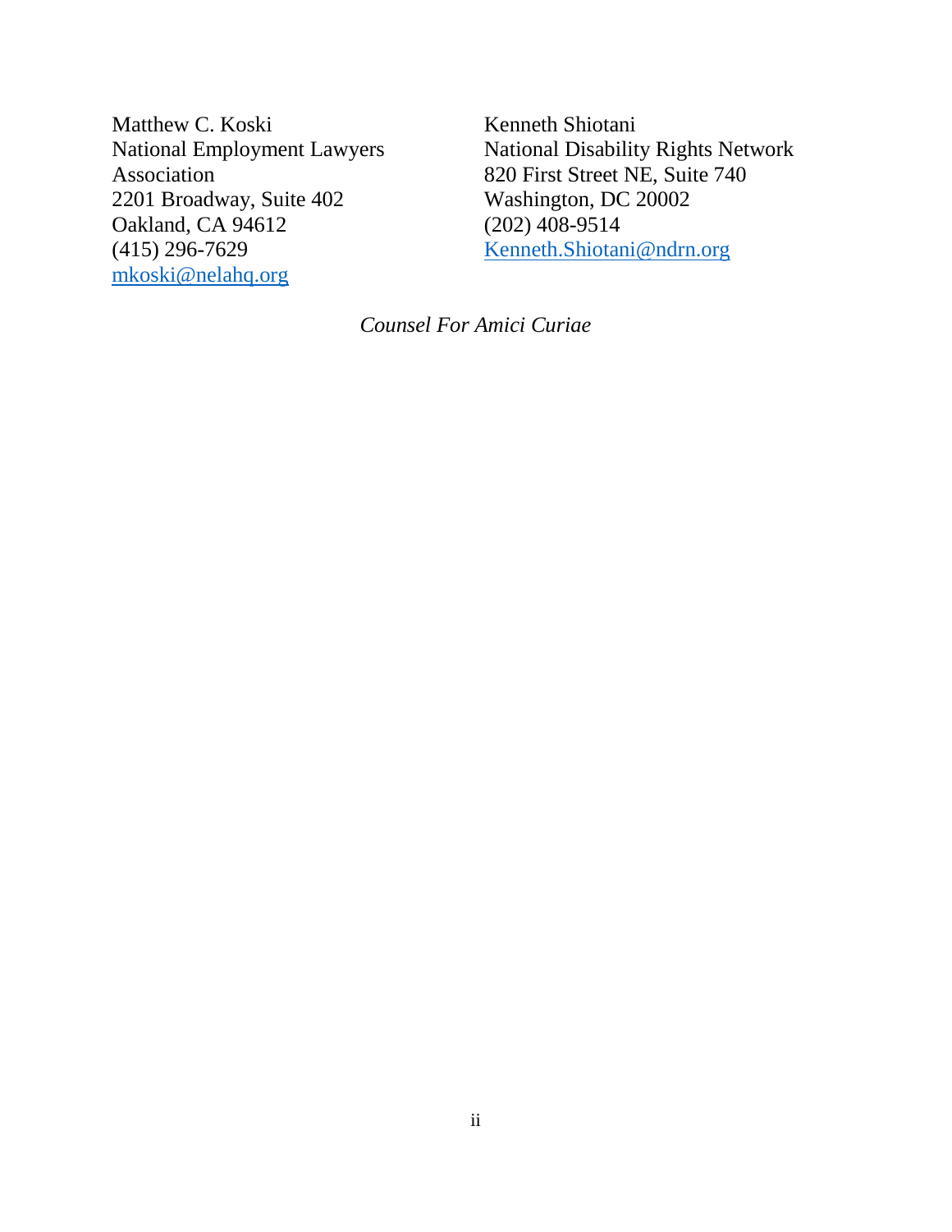Matthew C. Koski
National Employment Lawyers Association
2201 Broadway, Suite 402
Oakland, CA 94612
(415) 296-7629
mkoski@nelahq.org

Kenneth Shiotani
National Disability Rights Network
820 First Street NE, Suite 740
Washington, DC 20002
(202) 408-9514
Kenneth.Shiotani@ndrn.org

*Counsel For Amici Curiae*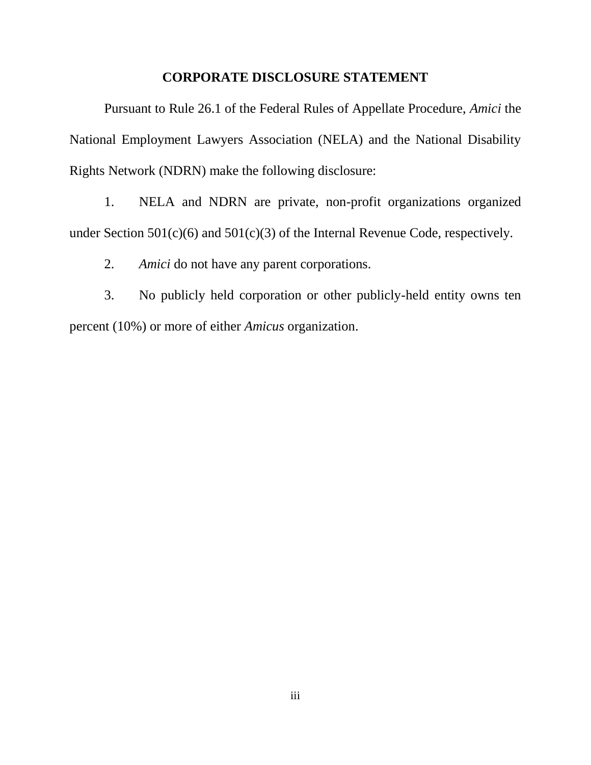## CORPORATE DISCLOSURE STATEMENT

Pursuant to Rule 26.1 of the Federal Rules of Appellate Procedure, *Amici* the National Employment Lawyers Association (NELA) and the National Disability Rights Network (NDRN) make the following disclosure:

1. NELA and NDRN are private, non-profit organizations organized under Section 501(c)(6) and 501(c)(3) of the Internal Revenue Code, respectively.

2. *Amici* do not have any parent corporations.

3. No publicly held corporation or other publicly-held entity owns ten percent (10%) or more of either *Amicus* organization.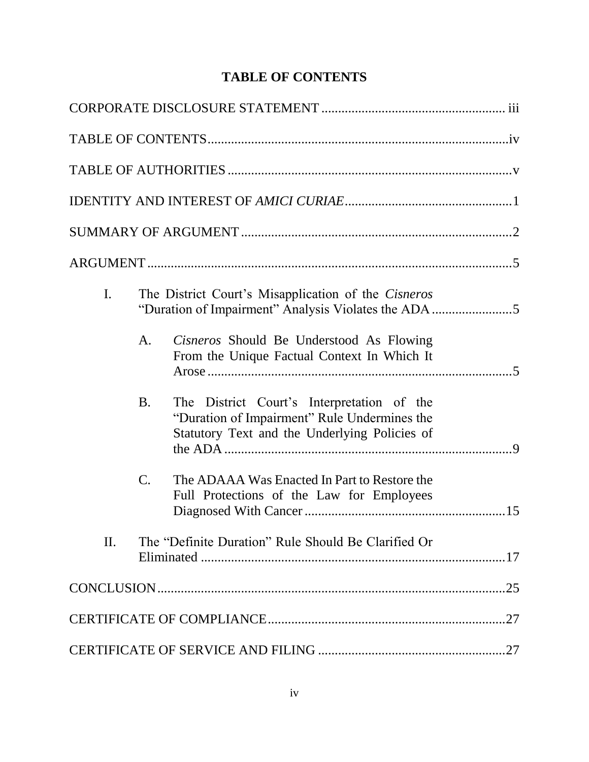# TABLE OF CONTENTS

CORPORATE DISCLOSURE STATEMENT ...................................................... iii

TABLE OF CONTENTS.........................................................................................iv

TABLE OF AUTHORITIES .................................................................................... v

IDENTITY AND INTEREST OF *AMICI CURIAE*.................................................1

SUMMARY OF ARGUMENT ................................................................................2

ARGUMENT ...........................................................................................................5

I. The District Court's Misapplication of the *Cisneros* "Duration of Impairment" Analysis Violates the ADA ........................5

   A. *Cisneros* Should Be Understood As Flowing From the Unique Factual Context In Which It Arose ..........................................................................................5

   B. The District Court's Interpretation of the "Duration of Impairment" Rule Undermines the Statutory Text and the Underlying Policies of the ADA .....................................................................................9

   C. The ADAAA Was Enacted In Part to Restore the Full Protections of the Law for Employees Diagnosed With Cancer ...........................................................15

II. The "Definite Duration" Rule Should Be Clarified Or Eliminated ..........................................................................................17

CONCLUSION.......................................................................................................25

CERTIFICATE OF COMPLIANCE.......................................................................27

CERTIFICATE OF SERVICE AND FILING ........................................................27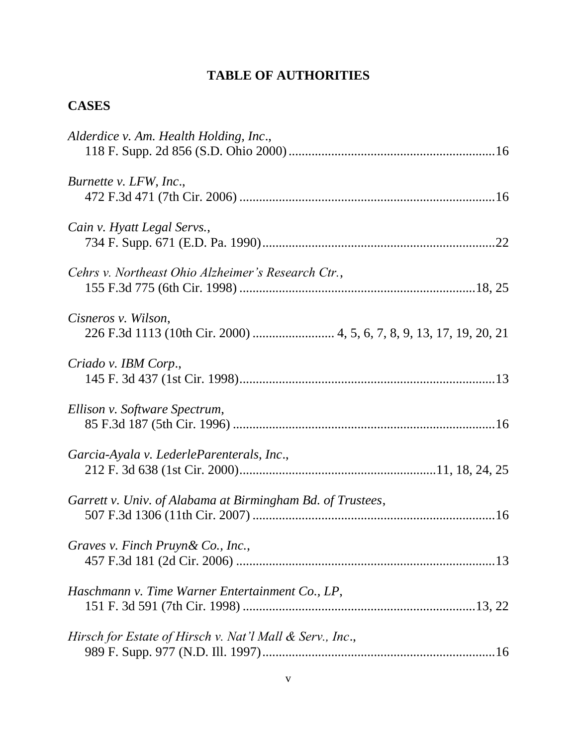# TABLE OF AUTHORITIES

## CASES

*Alderdice v. Am. Health Holding, Inc*.,
118 F. Supp. 2d 856 (S.D. Ohio 2000)..............................................................16

*Burnette v. LFW, Inc*.,
472 F.3d 471 (7th Cir. 2006) .............................................................................16

*Cain v. Hyatt Legal Servs.*,
734 F. Supp. 671 (E.D. Pa. 1990).......................................................................22

*Cehrs v. Northeast Ohio Alzheimer's Research Ctr.*,
155 F.3d 775 (6th Cir. 1998) .........................................................................18, 25

*Cisneros v. Wilson*,
226 F.3d 1113 (10th Cir. 2000) ......................... 4, 5, 6, 7, 8, 9, 13, 17, 19, 20, 21

*Criado v. IBM Corp*.,
145 F. 3d 437 (1st Cir. 1998).............................................................................13

*Ellison v. Software Spectrum*,
85 F.3d 187 (5th Cir. 1996) ...............................................................................16

*Garcia-Ayala v. LederleParenterals, Inc*.,
212 F. 3d 638 (1st Cir. 2000)............................................................11, 18, 24, 25

*Garrett v. Univ. of Alabama at Birmingham Bd. of Trustees*,
507 F.3d 1306 (11th Cir. 2007) .........................................................................16

*Graves v. Finch Pruyn& Co., Inc.*,
457 F.3d 181 (2d Cir. 2006) ..............................................................................13

*Haschmann v. Time Warner Entertainment Co., LP*,
151 F. 3d 591 (7th Cir. 1998) ......................................................................13, 22

*Hirsch for Estate of Hirsch v. Nat'l Mall & Serv., Inc*.,
989 F. Supp. 977 (N.D. Ill. 1997).......................................................................16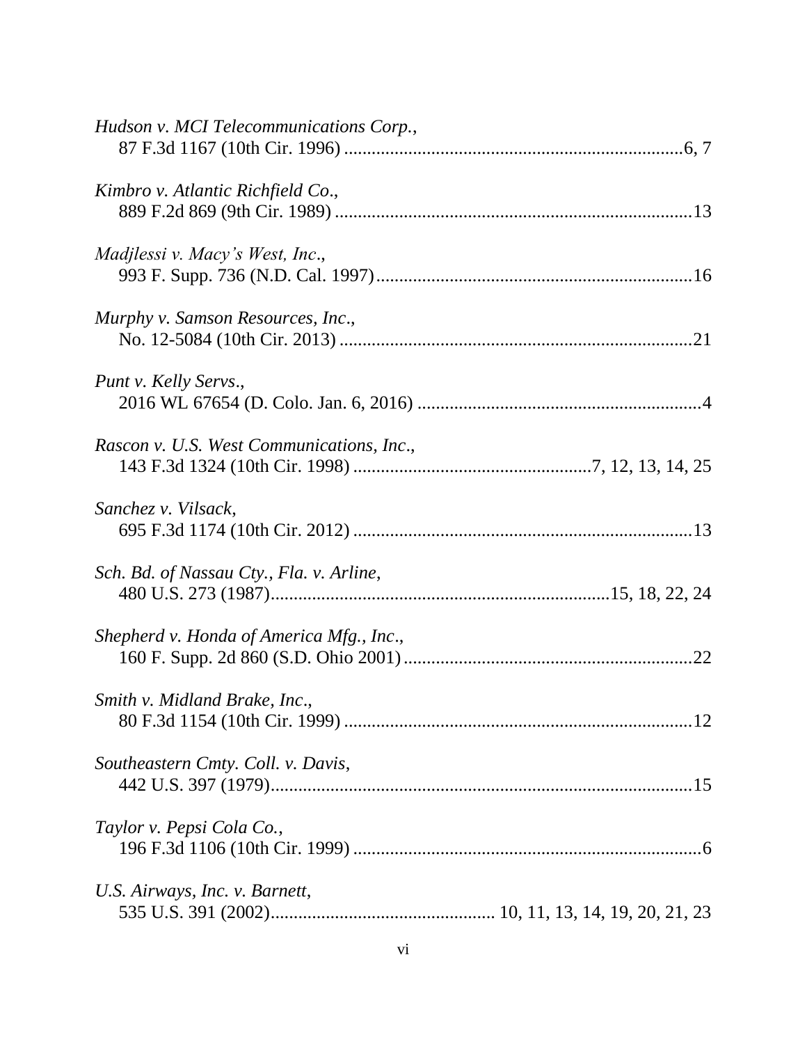*Hudson v. MCI Telecommunications Corp.*,
87 F.3d 1167 (10th Cir. 1996) ..........................................................................6, 7

*Kimbro v. Atlantic Richfield Co.*,
889 F.2d 869 (9th Cir. 1989) .............................................................................13

*Madjlessi v. Macy's West, Inc.*,
993 F. Supp. 736 (N.D. Cal. 1997)....................................................................16

*Murphy v. Samson Resources, Inc.*,
No. 12-5084 (10th Cir. 2013) ............................................................................21

*Punt v. Kelly Servs.*,
2016 WL 67654 (D. Colo. Jan. 6, 2016) .............................................................4

*Rascon v. U.S. West Communications, Inc.*,
143 F.3d 1324 (10th Cir. 1998) ....................................................7, 12, 13, 14, 25

*Sanchez v. Vilsack*,
695 F.3d 1174 (10th Cir. 2012) .........................................................................13

*Sch. Bd. of Nassau Cty., Fla. v. Arline*,
480 U.S. 273 (1987)..........................................................................15, 18, 22, 24

*Shepherd v. Honda of America Mfg., Inc.*,
160 F. Supp. 2d 860 (S.D. Ohio 2001)..............................................................22

*Smith v. Midland Brake, Inc.*,
80 F.3d 1154 (10th Cir. 1999) ...........................................................................12

*Southeastern Cmty. Coll. v. Davis*,
442 U.S. 397 (1979)...........................................................................................15

*Taylor v. Pepsi Cola Co.*,
196 F.3d 1106 (10th Cir. 1999) ...........................................................................6

*U.S. Airways, Inc. v. Barnett*,
535 U.S. 391 (2002)................................................ 10, 11, 13, 14, 19, 20, 21, 23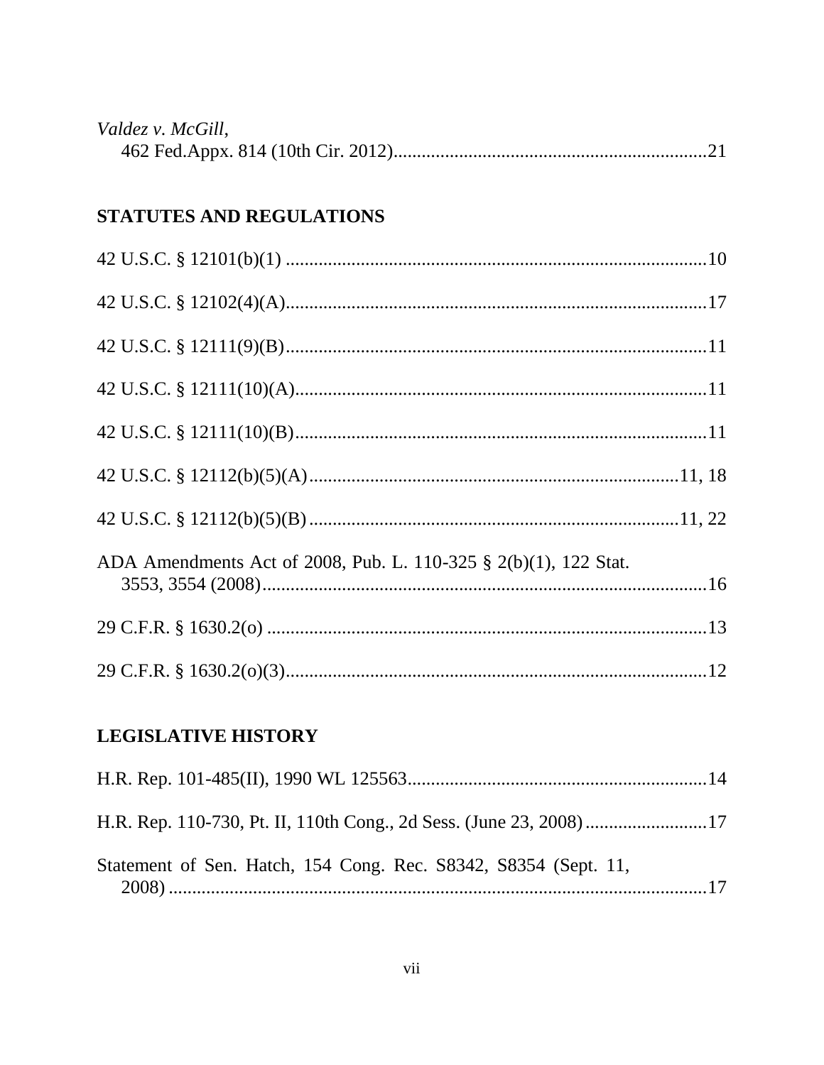*Valdez v. McGill*,
462 Fed.Appx. 814 (10th Cir. 2012) ..... 21

## STATUTES AND REGULATIONS

42 U.S.C. § 12101(b)(1) ..... 10

42 U.S.C. § 12102(4)(A) ..... 17

42 U.S.C. § 12111(9)(B) ..... 11

42 U.S.C. § 12111(10)(A) ..... 11

42 U.S.C. § 12111(10)(B) ..... 11

42 U.S.C. § 12112(b)(5)(A) ..... 11, 18

42 U.S.C. § 12112(b)(5)(B) ..... 11, 22

ADA Amendments Act of 2008, Pub. L. 110-325 § 2(b)(1), 122 Stat. 3553, 3554 (2008) ..... 16

29 C.F.R. § 1630.2(o) ..... 13

29 C.F.R. § 1630.2(o)(3) ..... 12

## LEGISLATIVE HISTORY

H.R. Rep. 101-485(II), 1990 WL 125563 ..... 14

H.R. Rep. 110-730, Pt. II, 110th Cong., 2d Sess. (June 23, 2008) ..... 17

Statement of Sen. Hatch, 154 Cong. Rec. S8342, S8354 (Sept. 11, 2008) ..... 17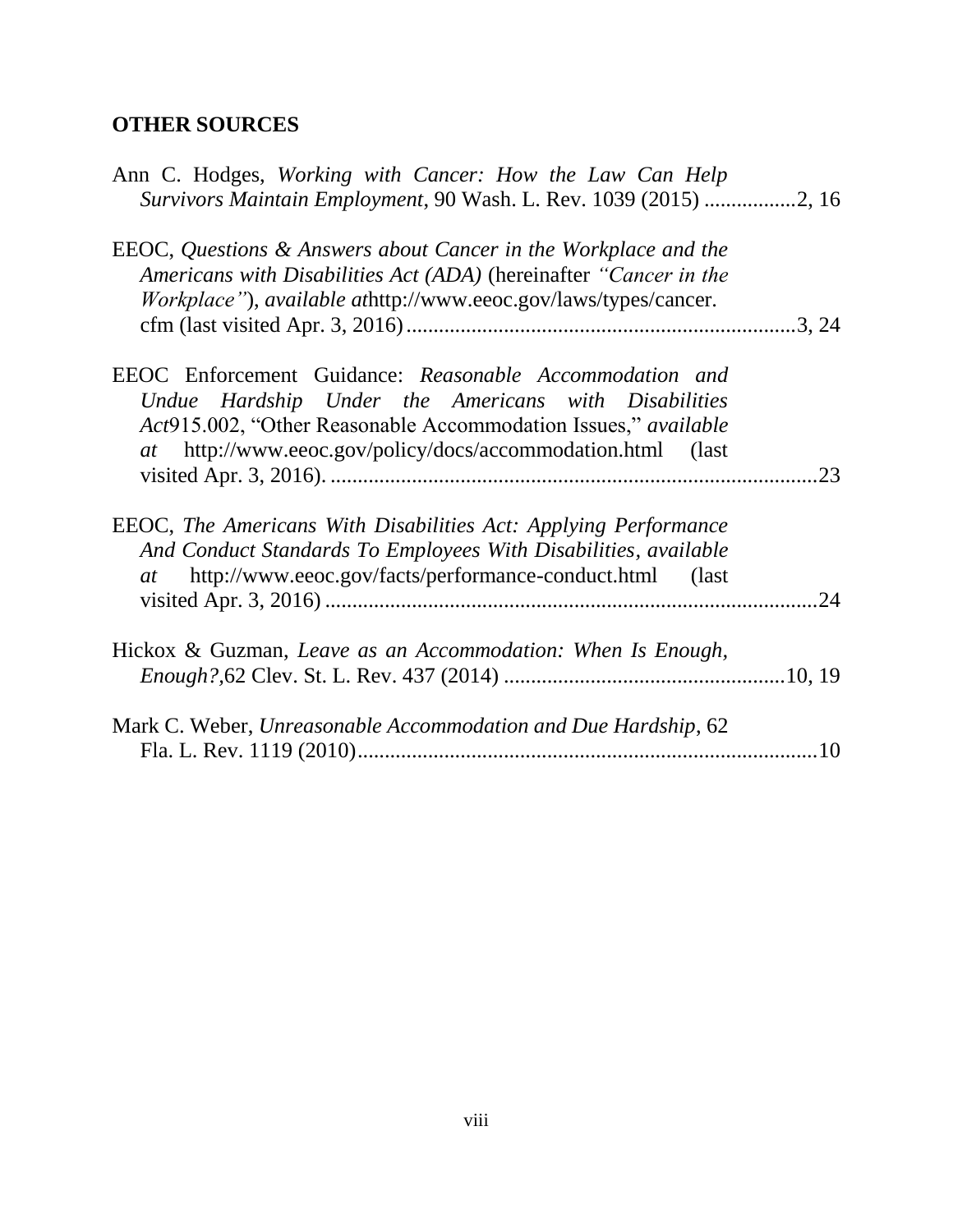## OTHER SOURCES

Ann C. Hodges, *Working with Cancer: How the Law Can Help Survivors Maintain Employment*, 90 Wash. L. Rev. 1039 (2015) .................2, 16

EEOC, *Questions & Answers about Cancer in the Workplace and the Americans with Disabilities Act (ADA)* (hereinafter *"Cancer in the Workplace"*), *available at*http://www.eeoc.gov/laws/types/cancer.cfm (last visited Apr. 3, 2016).......................................................................3, 24

EEOC Enforcement Guidance: *Reasonable Accommodation and Undue Hardship Under the Americans with Disabilities Act*915.002, "Other Reasonable Accommodation Issues," *available at* http://www.eeoc.gov/policy/docs/accommodation.html (last visited Apr. 3, 2016). ........................................................................................23

EEOC, *The Americans With Disabilities Act: Applying Performance And Conduct Standards To Employees With Disabilities*, *available at* http://www.eeoc.gov/facts/performance-conduct.html (last visited Apr. 3, 2016) ..........................................................................................24

Hickox & Guzman, *Leave as an Accommodation: When Is Enough, Enough?*,62 Clev. St. L. Rev. 437 (2014) ...................................................10, 19

Mark C. Weber, *Unreasonable Accommodation and Due Hardship*, 62 Fla. L. Rev. 1119 (2010).....................................................................................10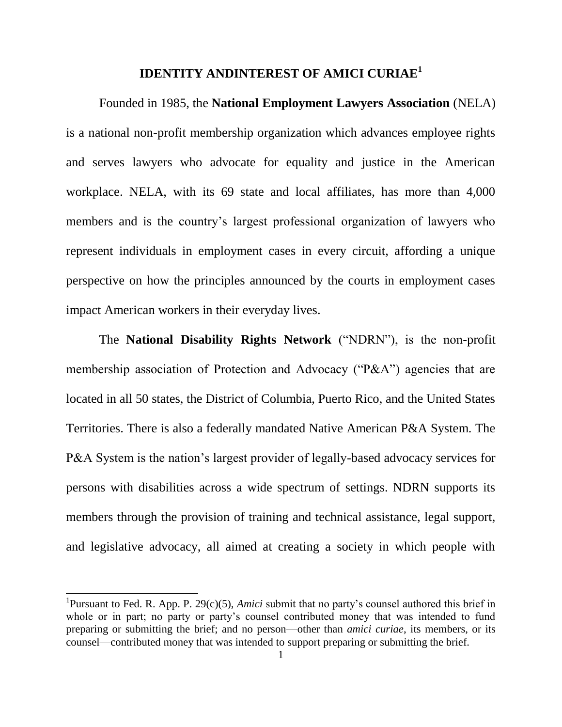## IDENTITY ANDINTEREST OF AMICI CURIAE[1]

Founded in 1985, the **National Employment Lawyers Association** (NELA) is a national non-profit membership organization which advances employee rights and serves lawyers who advocate for equality and justice in the American workplace. NELA, with its 69 state and local affiliates, has more than 4,000 members and is the country's largest professional organization of lawyers who represent individuals in employment cases in every circuit, affording a unique perspective on how the principles announced by the courts in employment cases impact American workers in their everyday lives.

The **National Disability Rights Network** ("NDRN"), is the non-profit membership association of Protection and Advocacy ("P&A") agencies that are located in all 50 states, the District of Columbia, Puerto Rico, and the United States Territories. There is also a federally mandated Native American P&A System. The P&A System is the nation's largest provider of legally-based advocacy services for persons with disabilities across a wide spectrum of settings. NDRN supports its members through the provision of training and technical assistance, legal support, and legislative advocacy, all aimed at creating a society in which people with

---

[1]Pursuant to Fed. R. App. P. 29(c)(5), *Amici* submit that no party's counsel authored this brief in whole or in part; no party or party's counsel contributed money that was intended to fund preparing or submitting the brief; and no person—other than *amici curiae*, its members, or its counsel—contributed money that was intended to support preparing or submitting the brief.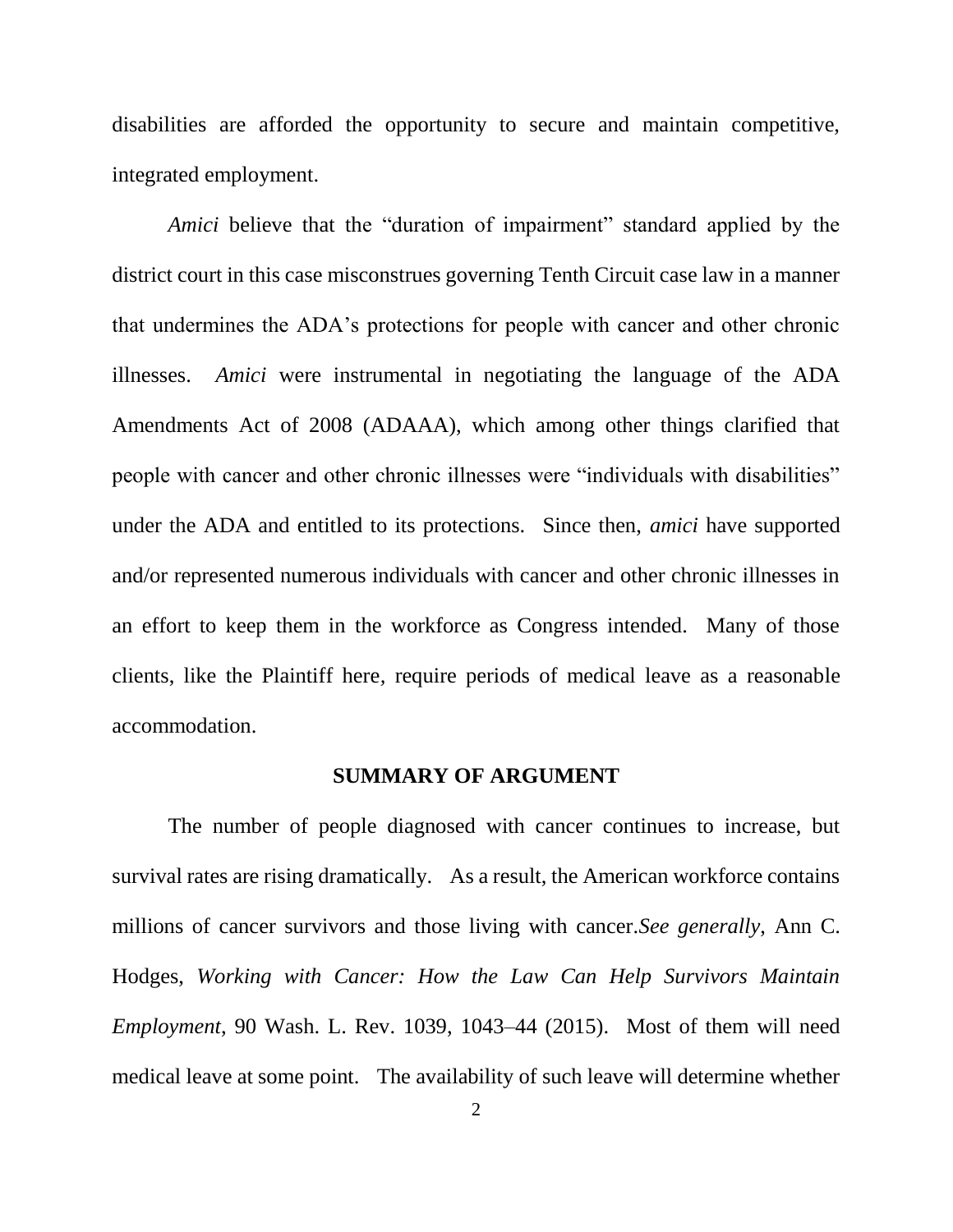disabilities are afforded the opportunity to secure and maintain competitive, integrated employment.

*Amici* believe that the "duration of impairment" standard applied by the district court in this case misconstrues governing Tenth Circuit case law in a manner that undermines the ADA's protections for people with cancer and other chronic illnesses. *Amici* were instrumental in negotiating the language of the ADA Amendments Act of 2008 (ADAAA), which among other things clarified that people with cancer and other chronic illnesses were "individuals with disabilities" under the ADA and entitled to its protections. Since then, *amici* have supported and/or represented numerous individuals with cancer and other chronic illnesses in an effort to keep them in the workforce as Congress intended. Many of those clients, like the Plaintiff here, require periods of medical leave as a reasonable accommodation.

## SUMMARY OF ARGUMENT

The number of people diagnosed with cancer continues to increase, but survival rates are rising dramatically. As a result, the American workforce contains millions of cancer survivors and those living with cancer.*See generally*, Ann C. Hodges, *Working with Cancer: How the Law Can Help Survivors Maintain Employment*, 90 Wash. L. Rev. 1039, 1043–44 (2015). Most of them will need medical leave at some point. The availability of such leave will determine whether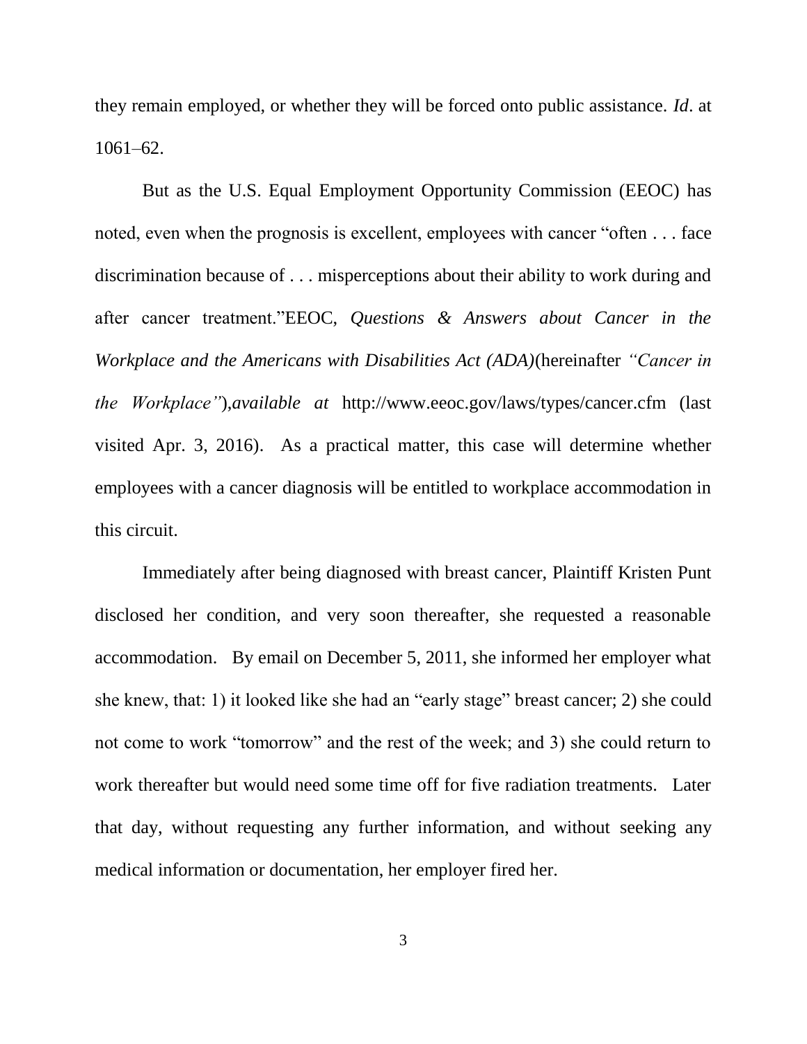they remain employed, or whether they will be forced onto public assistance. *Id*. at 1061–62.

But as the U.S. Equal Employment Opportunity Commission (EEOC) has noted, even when the prognosis is excellent, employees with cancer "often . . . face discrimination because of . . . misperceptions about their ability to work during and after cancer treatment."EEOC, *Questions & Answers about Cancer in the Workplace and the Americans with Disabilities Act (ADA)*(hereinafter *"Cancer in the Workplace"*),*available at* http://www.eeoc.gov/laws/types/cancer.cfm (last visited Apr. 3, 2016). As a practical matter, this case will determine whether employees with a cancer diagnosis will be entitled to workplace accommodation in this circuit.

Immediately after being diagnosed with breast cancer, Plaintiff Kristen Punt disclosed her condition, and very soon thereafter, she requested a reasonable accommodation. By email on December 5, 2011, she informed her employer what she knew, that: 1) it looked like she had an "early stage" breast cancer; 2) she could not come to work "tomorrow" and the rest of the week; and 3) she could return to work thereafter but would need some time off for five radiation treatments. Later that day, without requesting any further information, and without seeking any medical information or documentation, her employer fired her.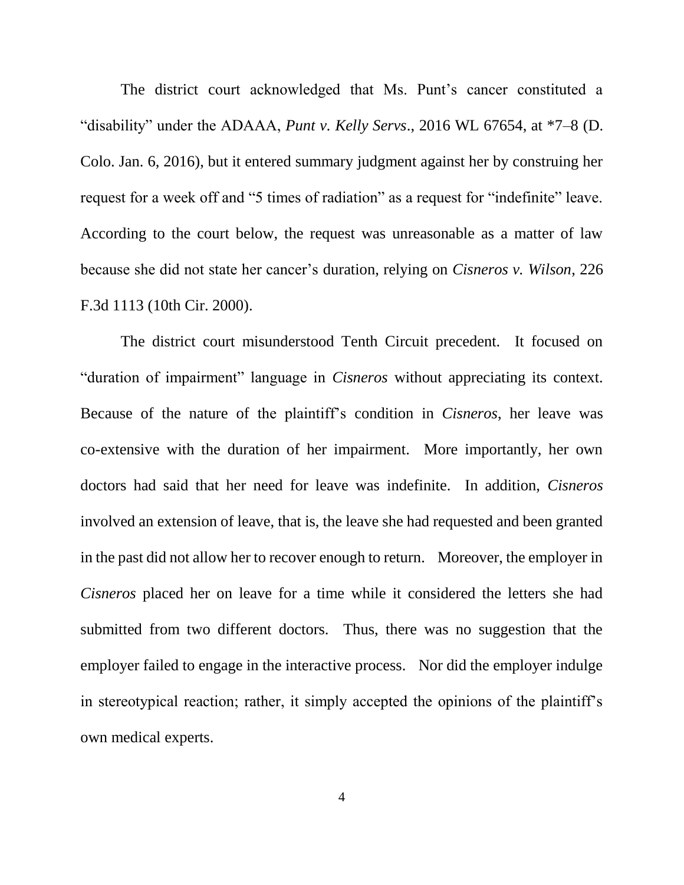The district court acknowledged that Ms. Punt's cancer constituted a "disability" under the ADAAA, *Punt v. Kelly Servs*., 2016 WL 67654, at *7–8 (D. Colo. Jan. 6, 2016), but it entered summary judgment against her by construing her request for a week off and "5 times of radiation" as a request for "indefinite" leave. According to the court below, the request was unreasonable as a matter of law because she did not state her cancer's duration, relying on *Cisneros v. Wilson*, 226 F.3d 1113 (10th Cir. 2000).

The district court misunderstood Tenth Circuit precedent. It focused on "duration of impairment" language in *Cisneros* without appreciating its context. Because of the nature of the plaintiff's condition in *Cisneros*, her leave was co-extensive with the duration of her impairment. More importantly, her own doctors had said that her need for leave was indefinite. In addition, *Cisneros* involved an extension of leave, that is, the leave she had requested and been granted in the past did not allow her to recover enough to return. Moreover, the employer in *Cisneros* placed her on leave for a time while it considered the letters she had submitted from two different doctors. Thus, there was no suggestion that the employer failed to engage in the interactive process. Nor did the employer indulge in stereotypical reaction; rather, it simply accepted the opinions of the plaintiff's own medical experts.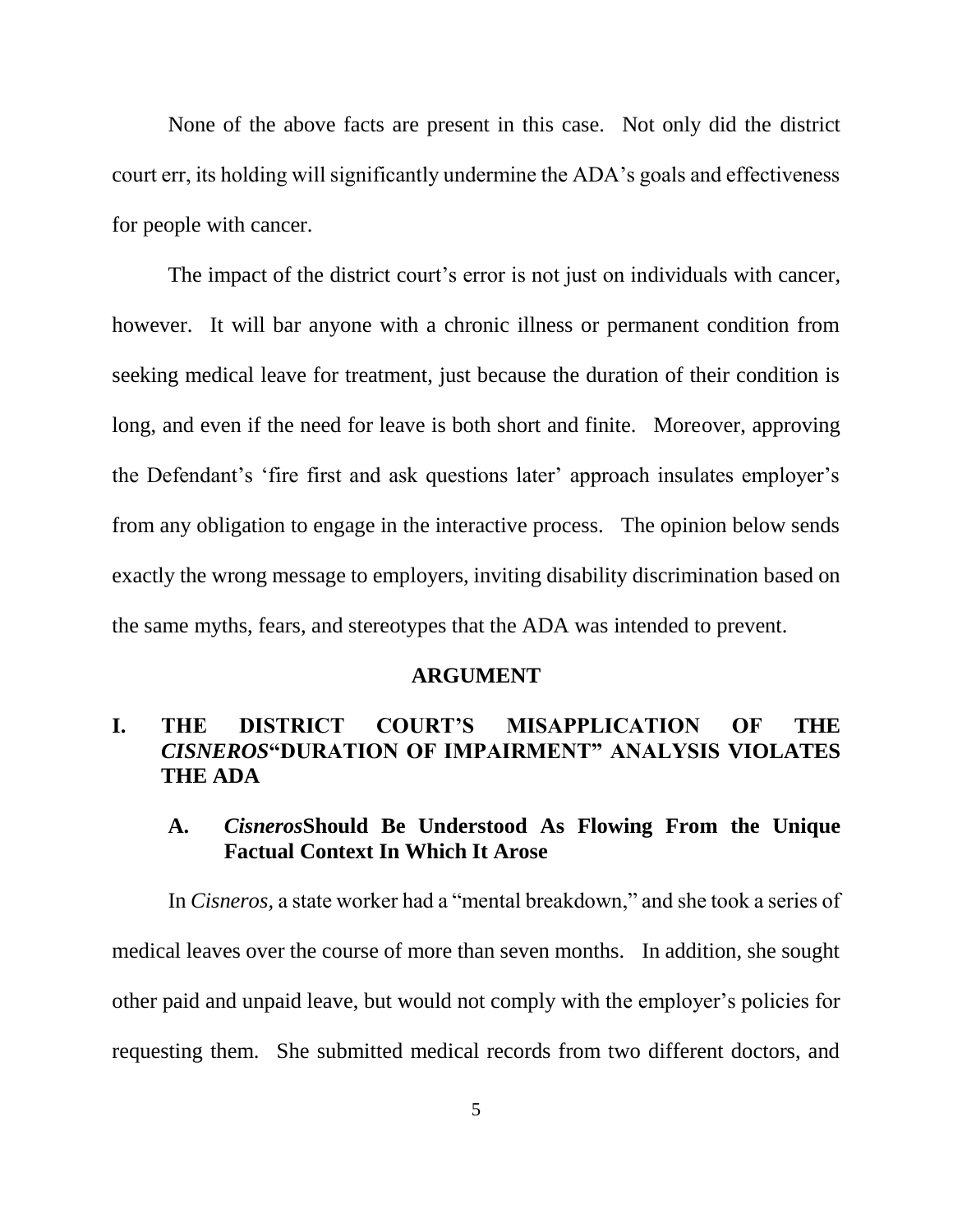None of the above facts are present in this case. Not only did the district court err, its holding will significantly undermine the ADA's goals and effectiveness for people with cancer.

The impact of the district court's error is not just on individuals with cancer, however. It will bar anyone with a chronic illness or permanent condition from seeking medical leave for treatment, just because the duration of their condition is long, and even if the need for leave is both short and finite. Moreover, approving the Defendant's 'fire first and ask questions later' approach insulates employer's from any obligation to engage in the interactive process. The opinion below sends exactly the wrong message to employers, inviting disability discrimination based on the same myths, fears, and stereotypes that the ADA was intended to prevent.

## ARGUMENT

### I. THE DISTRICT COURT'S MISAPPLICATION OF THE *CISNEROS*"DURATION OF IMPAIRMENT" ANALYSIS VIOLATES THE ADA

#### A. *Cisneros*Should Be Understood As Flowing From the Unique Factual Context In Which It Arose

In *Cisneros*, a state worker had a "mental breakdown," and she took a series of medical leaves over the course of more than seven months. In addition, she sought other paid and unpaid leave, but would not comply with the employer's policies for requesting them. She submitted medical records from two different doctors, and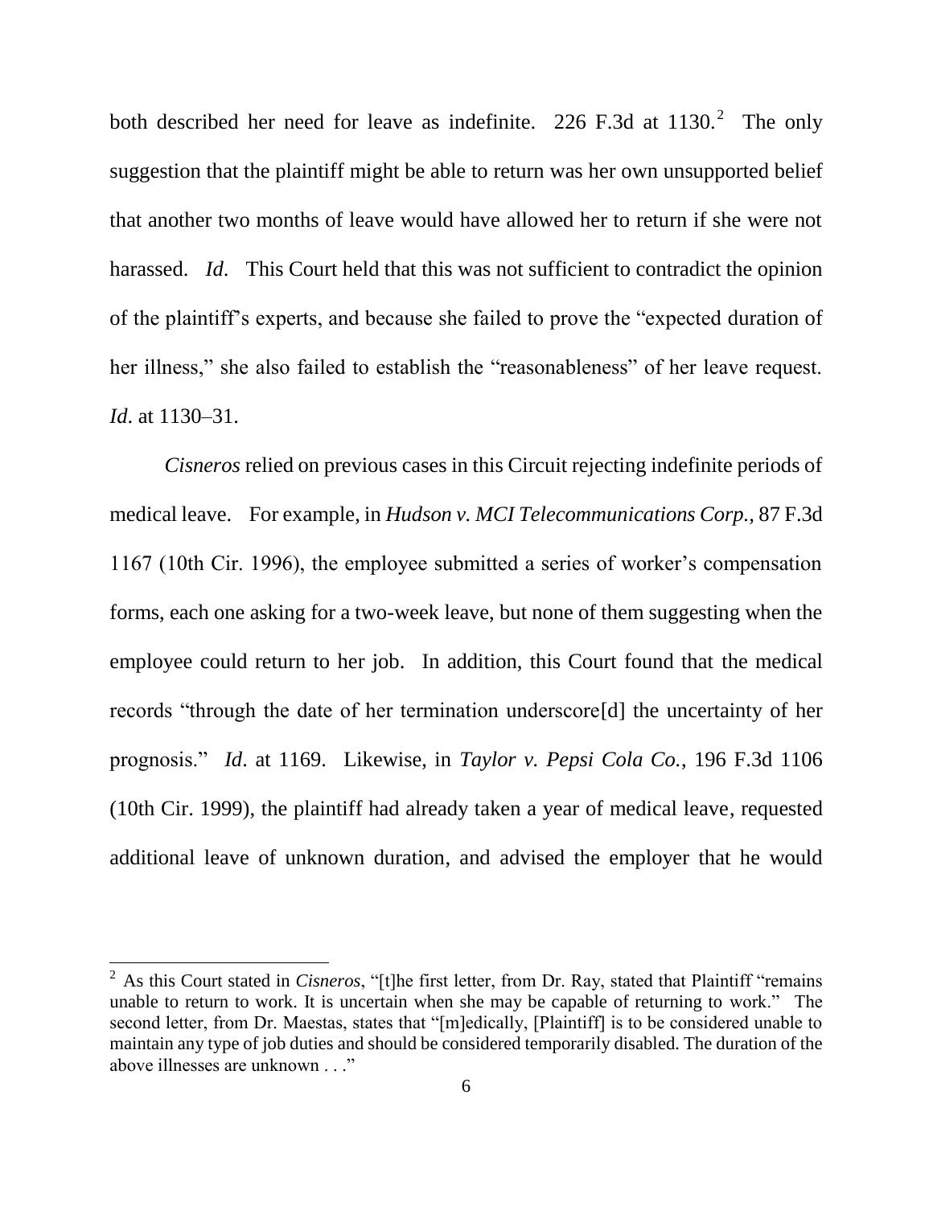both described her need for leave as indefinite. 226 F.3d at 1130.[2] The only suggestion that the plaintiff might be able to return was her own unsupported belief that another two months of leave would have allowed her to return if she were not harassed. *Id*. This Court held that this was not sufficient to contradict the opinion of the plaintiff's experts, and because she failed to prove the "expected duration of her illness," she also failed to establish the "reasonableness" of her leave request. *Id*. at 1130–31.

*Cisneros* relied on previous cases in this Circuit rejecting indefinite periods of medical leave. For example, in *Hudson v. MCI Telecommunications Corp.,* 87 F.3d 1167 (10th Cir. 1996), the employee submitted a series of worker's compensation forms, each one asking for a two-week leave, but none of them suggesting when the employee could return to her job. In addition, this Court found that the medical records "through the date of her termination underscore[d] the uncertainty of her prognosis." *Id*. at 1169. Likewise, in *Taylor v. Pepsi Cola Co.*, 196 F.3d 1106 (10th Cir. 1999), the plaintiff had already taken a year of medical leave, requested additional leave of unknown duration, and advised the employer that he would

[2] As this Court stated in *Cisneros*, "[t]he first letter, from Dr. Ray, stated that Plaintiff "remains unable to return to work. It is uncertain when she may be capable of returning to work." The second letter, from Dr. Maestas, states that "[m]edically, [Plaintiff] is to be considered unable to maintain any type of job duties and should be considered temporarily disabled. The duration of the above illnesses are unknown . . ."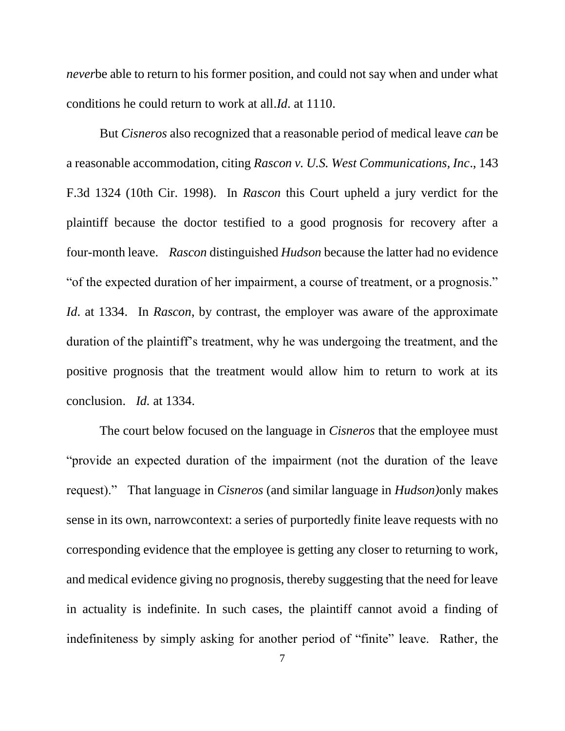*never*be able to return to his former position, and could not say when and under what conditions he could return to work at all.*Id*. at 1110.

But *Cisneros* also recognized that a reasonable period of medical leave *can* be a reasonable accommodation, citing *Rascon v. U.S. West Communications, Inc*., 143 F.3d 1324 (10th Cir. 1998). In *Rascon* this Court upheld a jury verdict for the plaintiff because the doctor testified to a good prognosis for recovery after a four-month leave. *Rascon* distinguished *Hudson* because the latter had no evidence "of the expected duration of her impairment, a course of treatment, or a prognosis." *Id*. at 1334. In *Rascon*, by contrast, the employer was aware of the approximate duration of the plaintiff's treatment, why he was undergoing the treatment, and the positive prognosis that the treatment would allow him to return to work at its conclusion. *Id.* at 1334.

The court below focused on the language in *Cisneros* that the employee must "provide an expected duration of the impairment (not the duration of the leave request)." That language in *Cisneros* (and similar language in *Hudson)*only makes sense in its own, narrowcontext: a series of purportedly finite leave requests with no corresponding evidence that the employee is getting any closer to returning to work, and medical evidence giving no prognosis, thereby suggesting that the need for leave in actuality is indefinite. In such cases, the plaintiff cannot avoid a finding of indefiniteness by simply asking for another period of "finite" leave. Rather, the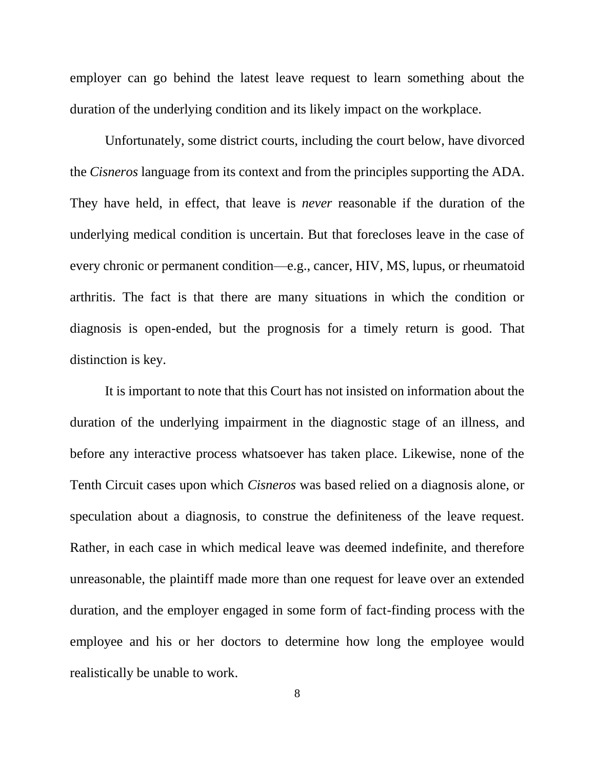employer can go behind the latest leave request to learn something about the duration of the underlying condition and its likely impact on the workplace.

Unfortunately, some district courts, including the court below, have divorced the *Cisneros* language from its context and from the principles supporting the ADA. They have held, in effect, that leave is *never* reasonable if the duration of the underlying medical condition is uncertain. But that forecloses leave in the case of every chronic or permanent condition—e.g., cancer, HIV, MS, lupus, or rheumatoid arthritis. The fact is that there are many situations in which the condition or diagnosis is open-ended, but the prognosis for a timely return is good. That distinction is key.

It is important to note that this Court has not insisted on information about the duration of the underlying impairment in the diagnostic stage of an illness, and before any interactive process whatsoever has taken place. Likewise, none of the Tenth Circuit cases upon which *Cisneros* was based relied on a diagnosis alone, or speculation about a diagnosis, to construe the definiteness of the leave request. Rather, in each case in which medical leave was deemed indefinite, and therefore unreasonable, the plaintiff made more than one request for leave over an extended duration, and the employer engaged in some form of fact-finding process with the employee and his or her doctors to determine how long the employee would realistically be unable to work.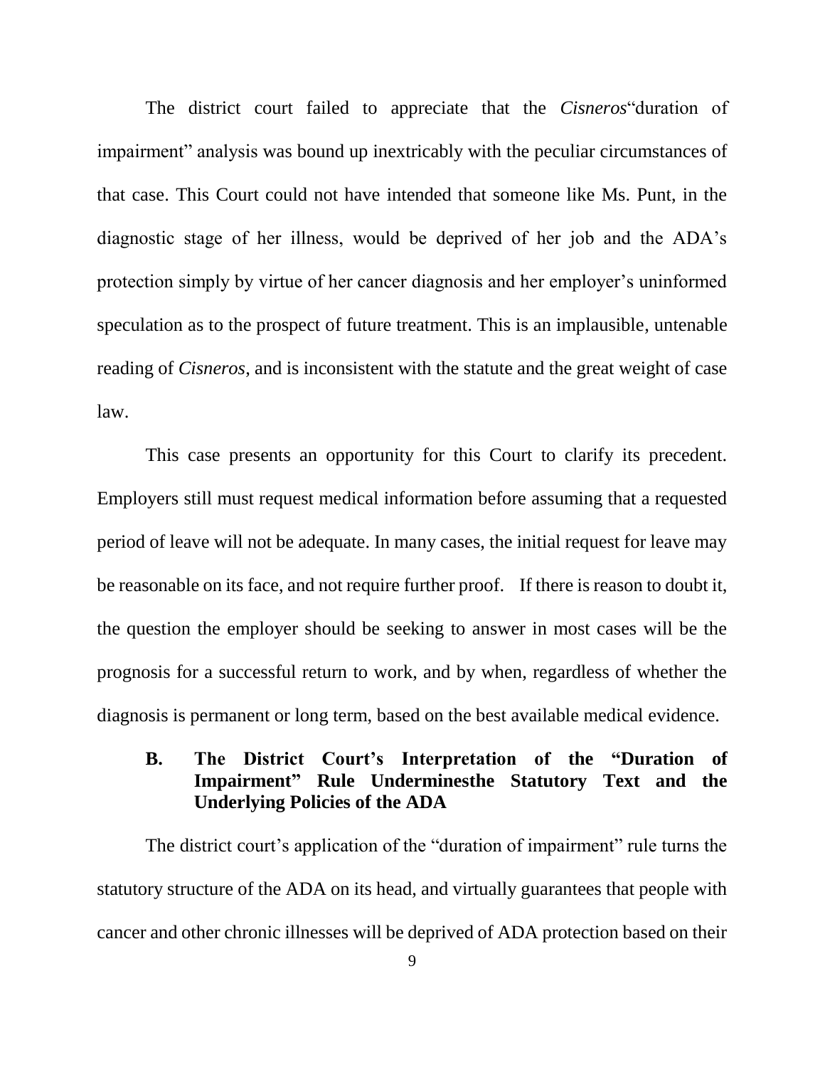The district court failed to appreciate that the *Cisneros*"duration of impairment" analysis was bound up inextricably with the peculiar circumstances of that case. This Court could not have intended that someone like Ms. Punt, in the diagnostic stage of her illness, would be deprived of her job and the ADA's protection simply by virtue of her cancer diagnosis and her employer's uninformed speculation as to the prospect of future treatment. This is an implausible, untenable reading of *Cisneros*, and is inconsistent with the statute and the great weight of case law.

This case presents an opportunity for this Court to clarify its precedent. Employers still must request medical information before assuming that a requested period of leave will not be adequate. In many cases, the initial request for leave may be reasonable on its face, and not require further proof. If there is reason to doubt it, the question the employer should be seeking to answer in most cases will be the prognosis for a successful return to work, and by when, regardless of whether the diagnosis is permanent or long term, based on the best available medical evidence.

### B. The District Court's Interpretation of the "Duration of Impairment" Rule Underminesthe Statutory Text and the Underlying Policies of the ADA

The district court's application of the "duration of impairment" rule turns the statutory structure of the ADA on its head, and virtually guarantees that people with cancer and other chronic illnesses will be deprived of ADA protection based on their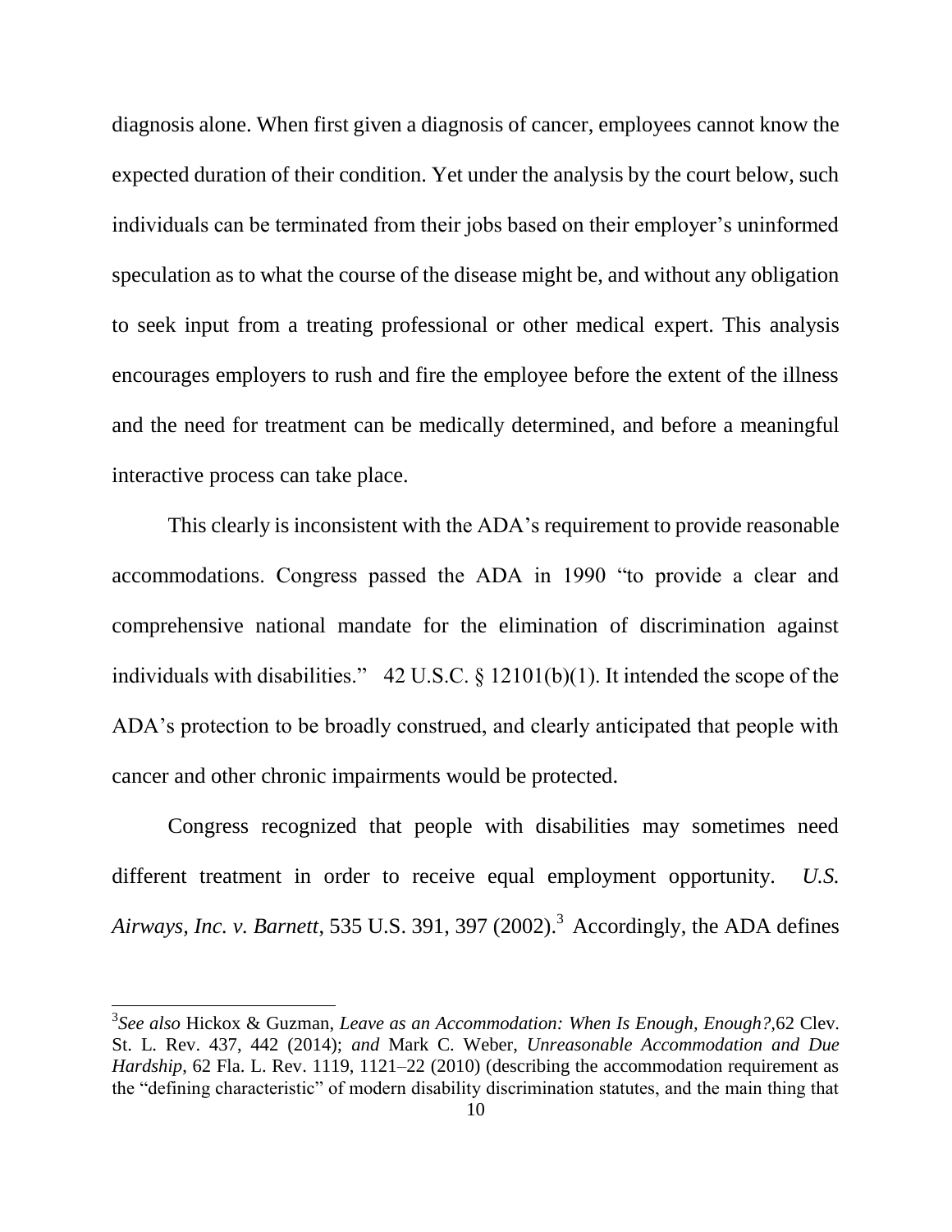diagnosis alone. When first given a diagnosis of cancer, employees cannot know the expected duration of their condition. Yet under the analysis by the court below, such individuals can be terminated from their jobs based on their employer's uninformed speculation as to what the course of the disease might be, and without any obligation to seek input from a treating professional or other medical expert. This analysis encourages employers to rush and fire the employee before the extent of the illness and the need for treatment can be medically determined, and before a meaningful interactive process can take place.

This clearly is inconsistent with the ADA's requirement to provide reasonable accommodations. Congress passed the ADA in 1990 "to provide a clear and comprehensive national mandate for the elimination of discrimination against individuals with disabilities." 42 U.S.C. § 12101(b)(1). It intended the scope of the ADA's protection to be broadly construed, and clearly anticipated that people with cancer and other chronic impairments would be protected.

Congress recognized that people with disabilities may sometimes need different treatment in order to receive equal employment opportunity. *U.S. Airways, Inc. v. Barnett*, 535 U.S. 391, 397 (2002).[3] Accordingly, the ADA defines

[3] *See also* Hickox & Guzman, *Leave as an Accommodation: When Is Enough, Enough?*, 62 Clev. St. L. Rev. 437, 442 (2014); *and* Mark C. Weber, *Unreasonable Accommodation and Due Hardship*, 62 Fla. L. Rev. 1119, 1121–22 (2010) (describing the accommodation requirement as the "defining characteristic" of modern disability discrimination statutes, and the main thing that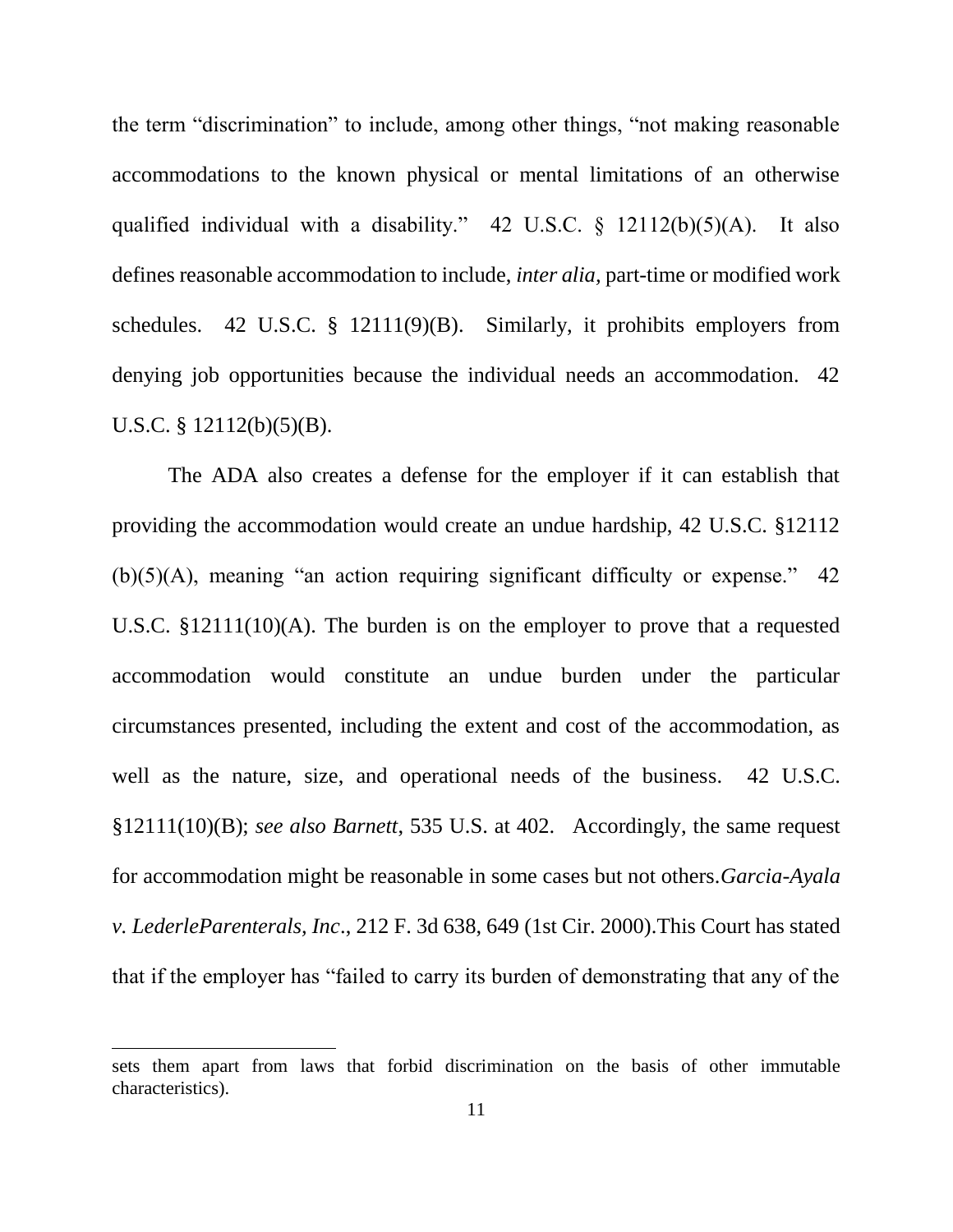the term "discrimination" to include, among other things, "not making reasonable accommodations to the known physical or mental limitations of an otherwise qualified individual with a disability." 42 U.S.C. § 12112(b)(5)(A). It also defines reasonable accommodation to include, *inter alia,* part-time or modified work schedules. 42 U.S.C. § 12111(9)(B). Similarly, it prohibits employers from denying job opportunities because the individual needs an accommodation. 42 U.S.C. § 12112(b)(5)(B).

The ADA also creates a defense for the employer if it can establish that providing the accommodation would create an undue hardship, 42 U.S.C. §12112 (b)(5)(A), meaning "an action requiring significant difficulty or expense." 42 U.S.C. §12111(10)(A). The burden is on the employer to prove that a requested accommodation would constitute an undue burden under the particular circumstances presented, including the extent and cost of the accommodation, as well as the nature, size, and operational needs of the business. 42 U.S.C. §12111(10)(B); *see also Barnett*, 535 U.S. at 402. Accordingly, the same request for accommodation might be reasonable in some cases but not others.*Garcia-Ayala v. LederleParenterals, Inc*., 212 F. 3d 638, 649 (1st Cir. 2000).This Court has stated that if the employer has "failed to carry its burden of demonstrating that any of the

---

sets them apart from laws that forbid discrimination on the basis of other immutable characteristics).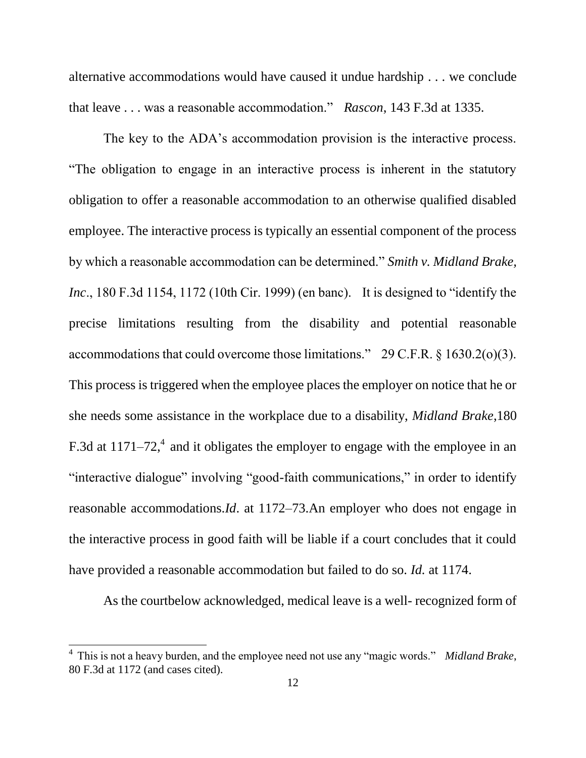alternative accommodations would have caused it undue hardship . . . we conclude that leave . . . was a reasonable accommodation." *Rascon*, 143 F.3d at 1335.

The key to the ADA's accommodation provision is the interactive process. "The obligation to engage in an interactive process is inherent in the statutory obligation to offer a reasonable accommodation to an otherwise qualified disabled employee. The interactive process is typically an essential component of the process by which a reasonable accommodation can be determined." *Smith v. Midland Brake, Inc*., 180 F.3d 1154, 1172 (10th Cir. 1999) (en banc). It is designed to "identify the precise limitations resulting from the disability and potential reasonable accommodations that could overcome those limitations." 29 C.F.R. § 1630.2(o)(3). This process is triggered when the employee places the employer on notice that he or she needs some assistance in the workplace due to a disability, *Midland Brake*,180 F.3d at 1171–72,[4] and it obligates the employer to engage with the employee in an "interactive dialogue" involving "good-faith communications," in order to identify reasonable accommodations.*Id*. at 1172–73.An employer who does not engage in the interactive process in good faith will be liable if a court concludes that it could have provided a reasonable accommodation but failed to do so. *Id.* at 1174.

As the courtbelow acknowledged, medical leave is a well- recognized form of

---

[4] This is not a heavy burden, and the employee need not use any "magic words." *Midland Brake*, 80 F.3d at 1172 (and cases cited).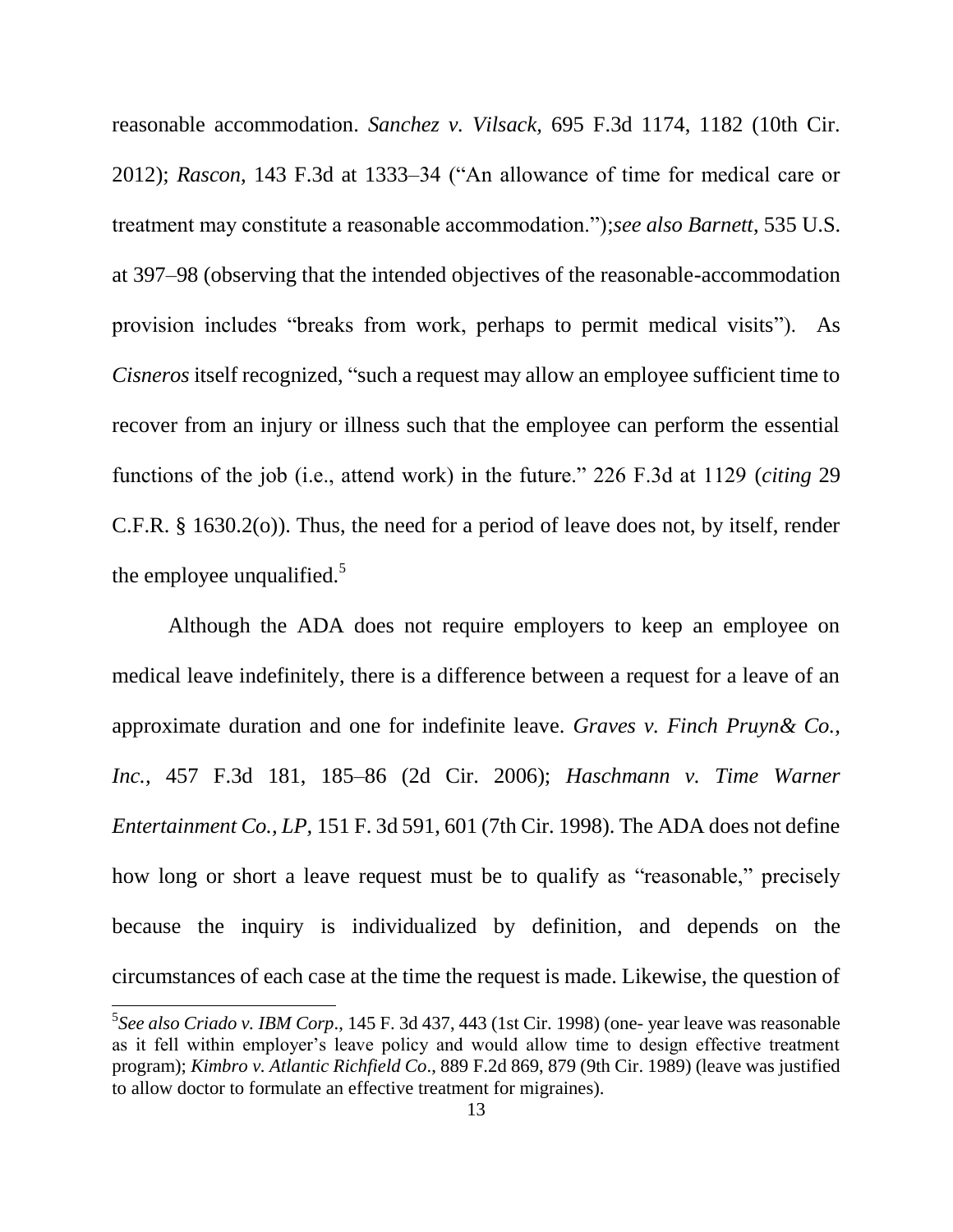reasonable accommodation. *Sanchez v. Vilsack*, 695 F.3d 1174, 1182 (10th Cir. 2012); *Rascon*, 143 F.3d at 1333–34 ("An allowance of time for medical care or treatment may constitute a reasonable accommodation.");*see also Barnett*, 535 U.S. at 397–98 (observing that the intended objectives of the reasonable-accommodation provision includes "breaks from work, perhaps to permit medical visits"). As *Cisneros* itself recognized, "such a request may allow an employee sufficient time to recover from an injury or illness such that the employee can perform the essential functions of the job (i.e., attend work) in the future." 226 F.3d at 1129 (*citing* 29 C.F.R. § 1630.2(o)). Thus, the need for a period of leave does not, by itself, render the employee unqualified.[5]

Although the ADA does not require employers to keep an employee on medical leave indefinitely, there is a difference between a request for a leave of an approximate duration and one for indefinite leave. *Graves v. Finch Pruyn& Co., Inc.,* 457 F.3d 181, 185–86 (2d Cir. 2006); *Haschmann v. Time Warner Entertainment Co., LP,* 151 F. 3d 591, 601 (7th Cir. 1998). The ADA does not define how long or short a leave request must be to qualify as "reasonable," precisely because the inquiry is individualized by definition, and depends on the circumstances of each case at the time the request is made. Likewise, the question of

---

[5]*See also Criado v. IBM Corp*., 145 F. 3d 437, 443 (1st Cir. 1998) (one- year leave was reasonable as it fell within employer's leave policy and would allow time to design effective treatment program); *Kimbro v. Atlantic Richfield Co*., 889 F.2d 869, 879 (9th Cir. 1989) (leave was justified to allow doctor to formulate an effective treatment for migraines).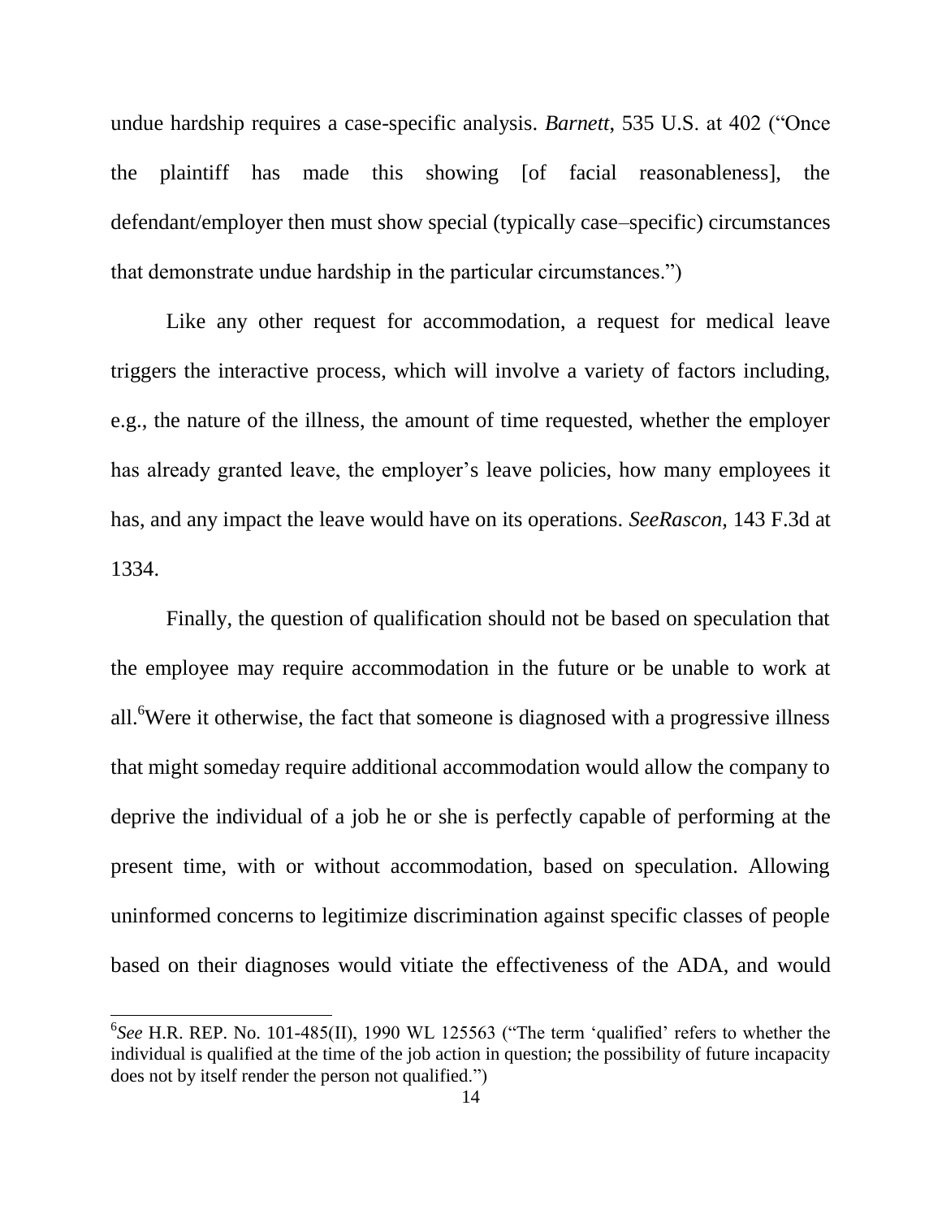undue hardship requires a case-specific analysis. *Barnett*, 535 U.S. at 402 ("Once the plaintiff has made this showing [of facial reasonableness], the defendant/employer then must show special (typically case–specific) circumstances that demonstrate undue hardship in the particular circumstances.")

Like any other request for accommodation, a request for medical leave triggers the interactive process, which will involve a variety of factors including, e.g., the nature of the illness, the amount of time requested, whether the employer has already granted leave, the employer's leave policies, how many employees it has, and any impact the leave would have on its operations. *SeeRascon,* 143 F.3d at 1334.

Finally, the question of qualification should not be based on speculation that the employee may require accommodation in the future or be unable to work at all.[6]Were it otherwise, the fact that someone is diagnosed with a progressive illness that might someday require additional accommodation would allow the company to deprive the individual of a job he or she is perfectly capable of performing at the present time, with or without accommodation, based on speculation. Allowing uninformed concerns to legitimize discrimination against specific classes of people based on their diagnoses would vitiate the effectiveness of the ADA, and would

[6]*See* H.R. REP. No. 101-485(II), 1990 WL 125563 ("The term 'qualified' refers to whether the individual is qualified at the time of the job action in question; the possibility of future incapacity does not by itself render the person not qualified.")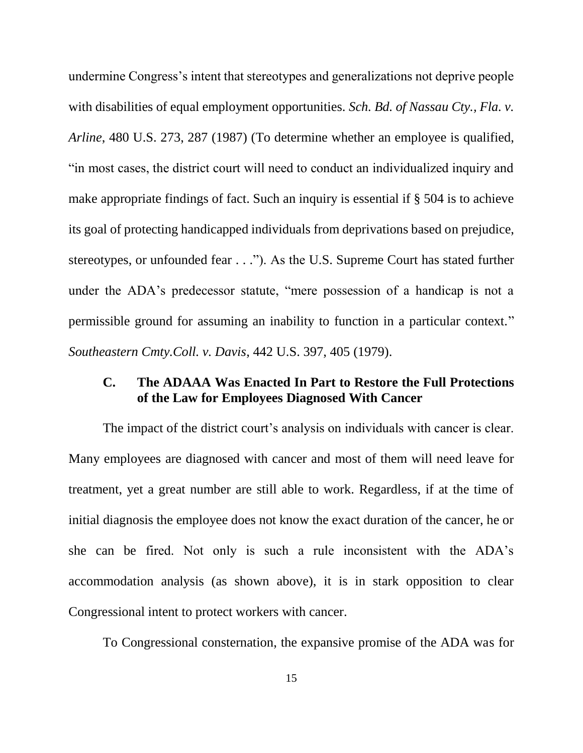undermine Congress's intent that stereotypes and generalizations not deprive people with disabilities of equal employment opportunities. *Sch. Bd. of Nassau Cty., Fla. v. Arline*, 480 U.S. 273, 287 (1987) (To determine whether an employee is qualified, "in most cases, the district court will need to conduct an individualized inquiry and make appropriate findings of fact. Such an inquiry is essential if § 504 is to achieve its goal of protecting handicapped individuals from deprivations based on prejudice, stereotypes, or unfounded fear . . ."). As the U.S. Supreme Court has stated further under the ADA's predecessor statute, "mere possession of a handicap is not a permissible ground for assuming an inability to function in a particular context." *Southeastern Cmty.Coll. v. Davis*, 442 U.S. 397, 405 (1979).

### C. The ADAAA Was Enacted In Part to Restore the Full Protections of the Law for Employees Diagnosed With Cancer

The impact of the district court's analysis on individuals with cancer is clear. Many employees are diagnosed with cancer and most of them will need leave for treatment, yet a great number are still able to work. Regardless, if at the time of initial diagnosis the employee does not know the exact duration of the cancer, he or she can be fired. Not only is such a rule inconsistent with the ADA's accommodation analysis (as shown above), it is in stark opposition to clear Congressional intent to protect workers with cancer.

To Congressional consternation, the expansive promise of the ADA was for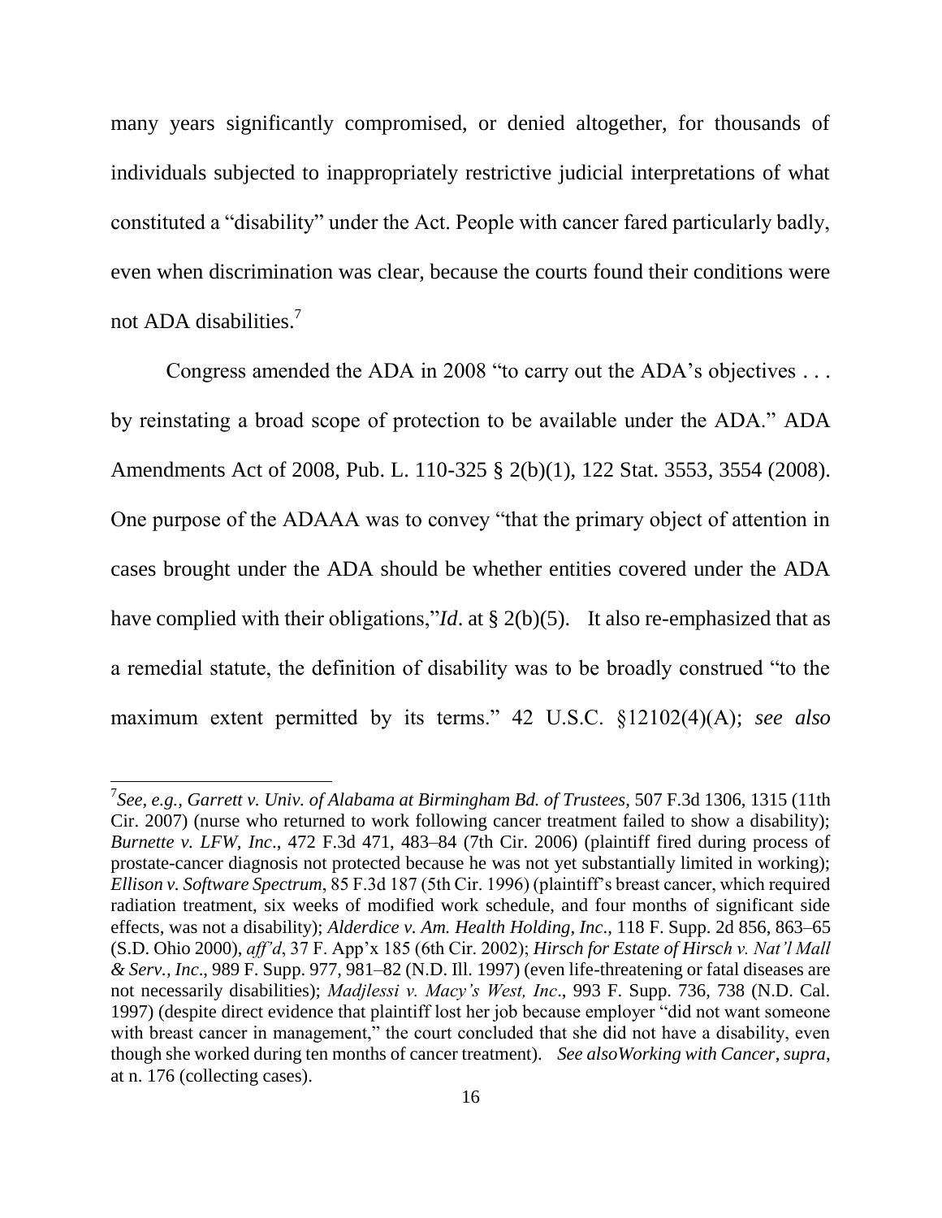many years significantly compromised, or denied altogether, for thousands of individuals subjected to inappropriately restrictive judicial interpretations of what constituted a "disability" under the Act. People with cancer fared particularly badly, even when discrimination was clear, because the courts found their conditions were not ADA disabilities.[7]

Congress amended the ADA in 2008 "to carry out the ADA's objectives . . . by reinstating a broad scope of protection to be available under the ADA." ADA Amendments Act of 2008, Pub. L. 110-325 § 2(b)(1), 122 Stat. 3553, 3554 (2008). One purpose of the ADAAA was to convey "that the primary object of attention in cases brought under the ADA should be whether entities covered under the ADA have complied with their obligations,"*Id*. at § 2(b)(5). It also re-emphasized that as a remedial statute, the definition of disability was to be broadly construed "to the maximum extent permitted by its terms." 42 U.S.C. §12102(4)(A); *see also*

---

[7]*See, e.g., Garrett v. Univ. of Alabama at Birmingham Bd. of Trustees*, 507 F.3d 1306, 1315 (11th Cir. 2007) (nurse who returned to work following cancer treatment failed to show a disability); *Burnette v. LFW, Inc*., 472 F.3d 471, 483–84 (7th Cir. 2006) (plaintiff fired during process of prostate-cancer diagnosis not protected because he was not yet substantially limited in working); *Ellison v. Software Spectrum*, 85 F.3d 187 (5th Cir. 1996) (plaintiff's breast cancer, which required radiation treatment, six weeks of modified work schedule, and four months of significant side effects, was not a disability); *Alderdice v. Am. Health Holding, Inc*., 118 F. Supp. 2d 856, 863–65 (S.D. Ohio 2000), *aff'd*, 37 F. App'x 185 (6th Cir. 2002); *Hirsch for Estate of Hirsch v. Nat'l Mall & Serv., Inc*., 989 F. Supp. 977, 981–82 (N.D. Ill. 1997) (even life-threatening or fatal diseases are not necessarily disabilities); *Madjlessi v. Macy's West, Inc*., 993 F. Supp. 736, 738 (N.D. Cal. 1997) (despite direct evidence that plaintiff lost her job because employer "did not want someone with breast cancer in management," the court concluded that she did not have a disability, even though she worked during ten months of cancer treatment). *See alsoWorking with Cancer*, *supra*, at n. 176 (collecting cases).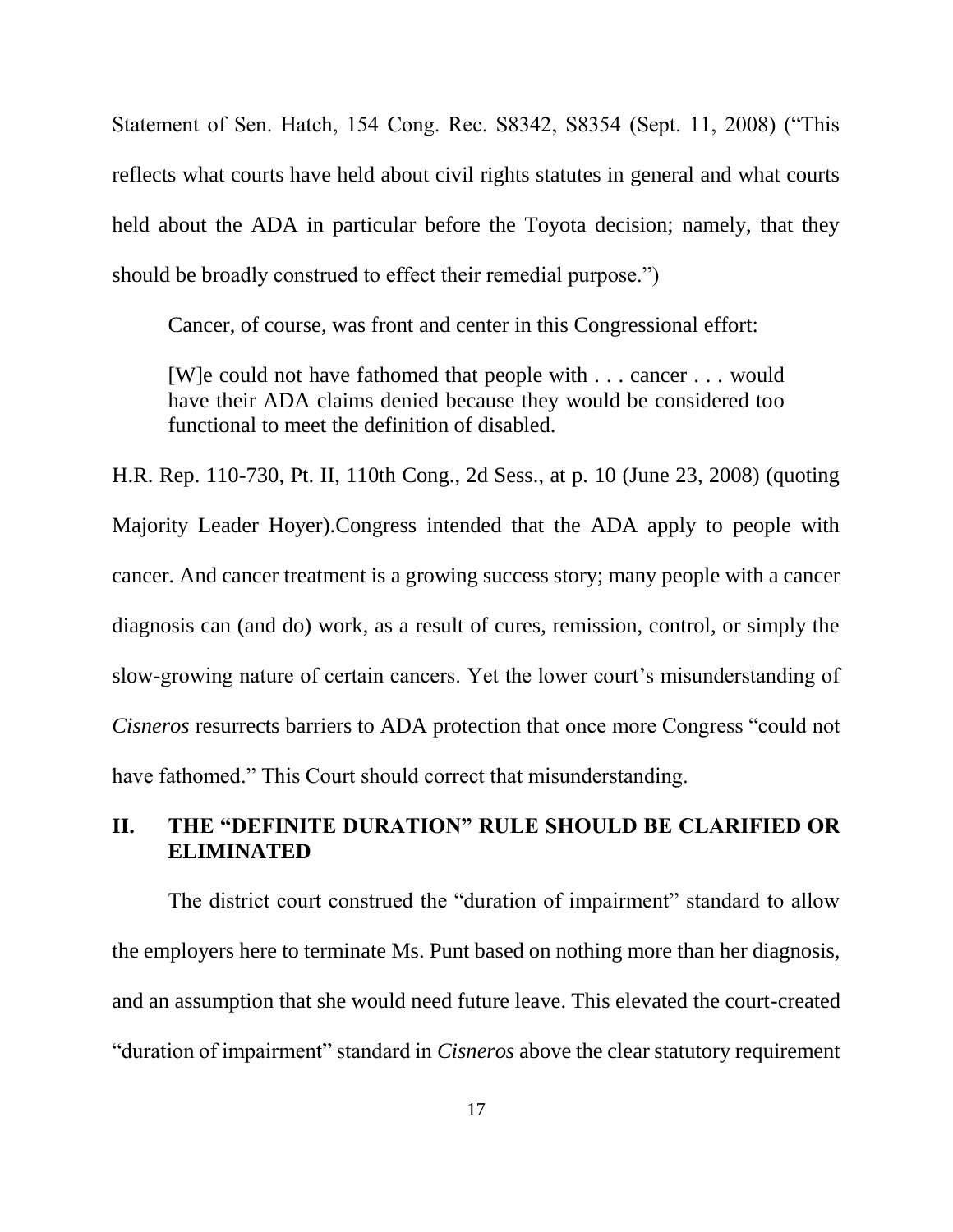Statement of Sen. Hatch, 154 Cong. Rec. S8342, S8354 (Sept. 11, 2008) ("This reflects what courts have held about civil rights statutes in general and what courts held about the ADA in particular before the Toyota decision; namely, that they should be broadly construed to effect their remedial purpose.")

Cancer, of course, was front and center in this Congressional effort:

> [W]e could not have fathomed that people with . . . cancer . . . would have their ADA claims denied because they would be considered too functional to meet the definition of disabled.

H.R. Rep. 110-730, Pt. II, 110th Cong., 2d Sess., at p. 10 (June 23, 2008) (quoting Majority Leader Hoyer).Congress intended that the ADA apply to people with cancer. And cancer treatment is a growing success story; many people with a cancer diagnosis can (and do) work, as a result of cures, remission, control, or simply the slow-growing nature of certain cancers. Yet the lower court's misunderstanding of *Cisneros* resurrects barriers to ADA protection that once more Congress "could not have fathomed." This Court should correct that misunderstanding.

## II. THE "DEFINITE DURATION" RULE SHOULD BE CLARIFIED OR ELIMINATED

The district court construed the "duration of impairment" standard to allow the employers here to terminate Ms. Punt based on nothing more than her diagnosis, and an assumption that she would need future leave. This elevated the court-created "duration of impairment" standard in *Cisneros* above the clear statutory requirement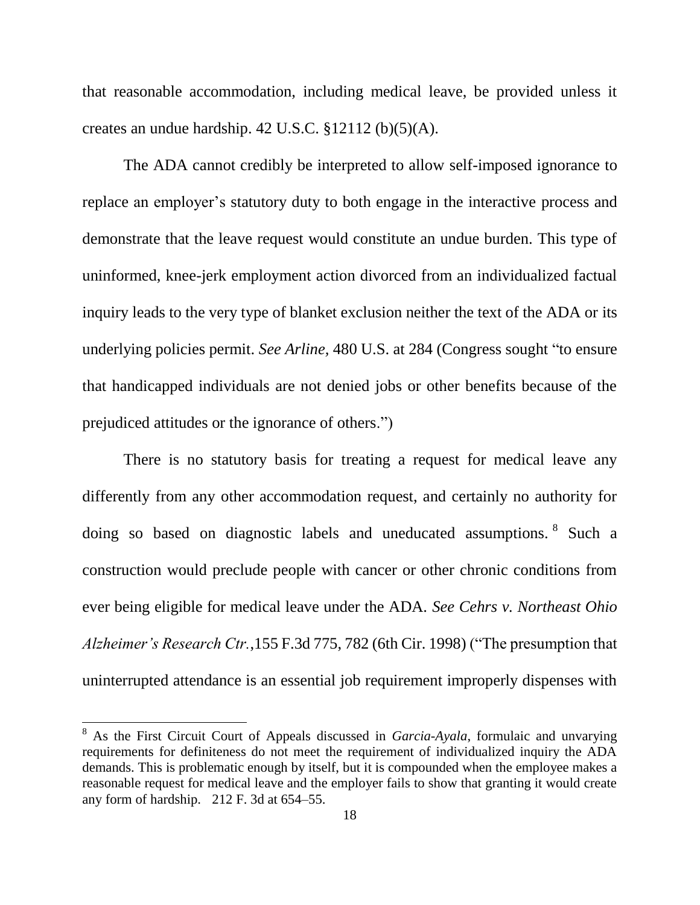that reasonable accommodation, including medical leave, be provided unless it creates an undue hardship. 42 U.S.C. §12112 (b)(5)(A).

The ADA cannot credibly be interpreted to allow self-imposed ignorance to replace an employer's statutory duty to both engage in the interactive process and demonstrate that the leave request would constitute an undue burden. This type of uninformed, knee-jerk employment action divorced from an individualized factual inquiry leads to the very type of blanket exclusion neither the text of the ADA or its underlying policies permit. *See Arline,* 480 U.S. at 284 (Congress sought "to ensure that handicapped individuals are not denied jobs or other benefits because of the prejudiced attitudes or the ignorance of others.")

There is no statutory basis for treating a request for medical leave any differently from any other accommodation request, and certainly no authority for doing so based on diagnostic labels and uneducated assumptions.[8] Such a construction would preclude people with cancer or other chronic conditions from ever being eligible for medical leave under the ADA. *See Cehrs v. Northeast Ohio Alzheimer's Research Ctr.*,155 F.3d 775, 782 (6th Cir. 1998) ("The presumption that uninterrupted attendance is an essential job requirement improperly dispenses with

---

[8] As the First Circuit Court of Appeals discussed in *Garcia-Ayala*, formulaic and unvarying requirements for definiteness do not meet the requirement of individualized inquiry the ADA demands. This is problematic enough by itself, but it is compounded when the employee makes a reasonable request for medical leave and the employer fails to show that granting it would create any form of hardship. 212 F. 3d at 654–55.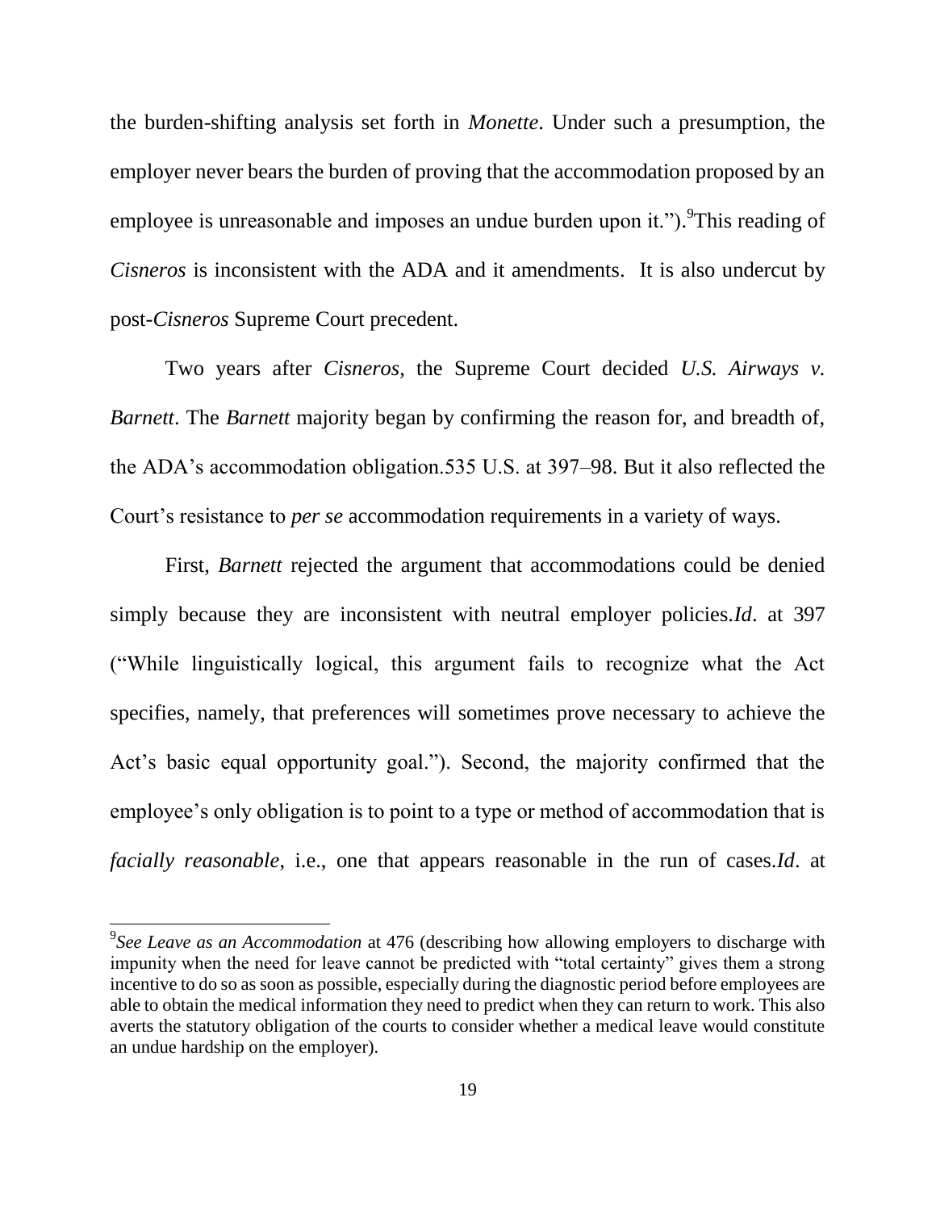the burden-shifting analysis set forth in *Monette*. Under such a presumption, the employer never bears the burden of proving that the accommodation proposed by an employee is unreasonable and imposes an undue burden upon it.").[9]This reading of *Cisneros* is inconsistent with the ADA and it amendments. It is also undercut by post-*Cisneros* Supreme Court precedent.

Two years after *Cisneros,* the Supreme Court decided *U.S. Airways v. Barnett*. The *Barnett* majority began by confirming the reason for, and breadth of, the ADA's accommodation obligation.535 U.S. at 397–98. But it also reflected the Court's resistance to *per se* accommodation requirements in a variety of ways.

First, *Barnett* rejected the argument that accommodations could be denied simply because they are inconsistent with neutral employer policies.*Id*. at 397 ("While linguistically logical, this argument fails to recognize what the Act specifies, namely, that preferences will sometimes prove necessary to achieve the Act's basic equal opportunity goal."). Second, the majority confirmed that the employee's only obligation is to point to a type or method of accommodation that is *facially reasonable*, i.e., one that appears reasonable in the run of cases.*Id*. at

[9]*See Leave as an Accommodation* at 476 (describing how allowing employers to discharge with impunity when the need for leave cannot be predicted with "total certainty" gives them a strong incentive to do so as soon as possible, especially during the diagnostic period before employees are able to obtain the medical information they need to predict when they can return to work. This also averts the statutory obligation of the courts to consider whether a medical leave would constitute an undue hardship on the employer).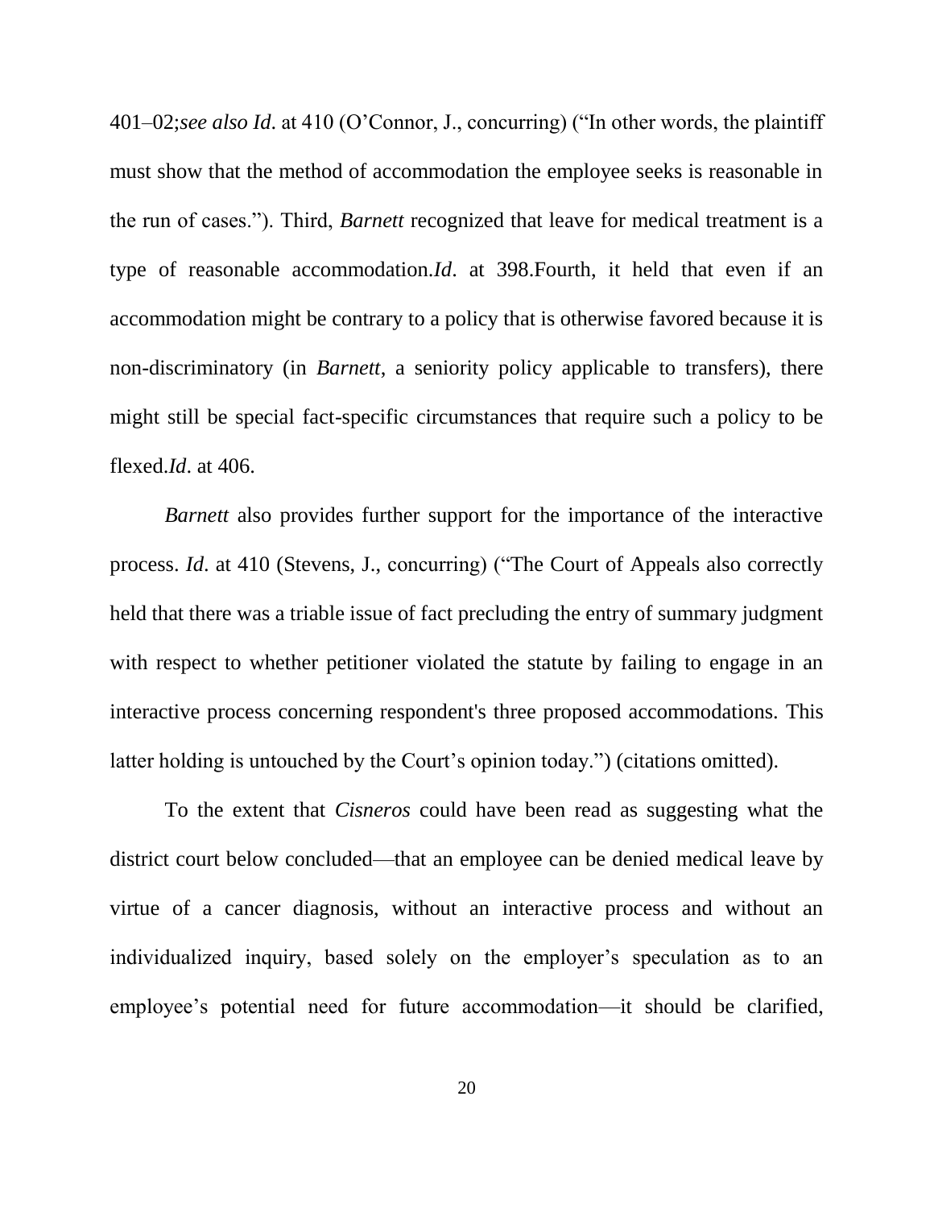401–02;*see also Id*. at 410 (O'Connor, J., concurring) ("In other words, the plaintiff must show that the method of accommodation the employee seeks is reasonable in the run of cases."). Third, *Barnett* recognized that leave for medical treatment is a type of reasonable accommodation.*Id*. at 398.Fourth, it held that even if an accommodation might be contrary to a policy that is otherwise favored because it is non-discriminatory (in *Barnett*, a seniority policy applicable to transfers), there might still be special fact-specific circumstances that require such a policy to be flexed.*Id*. at 406.

*Barnett* also provides further support for the importance of the interactive process. *Id*. at 410 (Stevens, J., concurring) ("The Court of Appeals also correctly held that there was a triable issue of fact precluding the entry of summary judgment with respect to whether petitioner violated the statute by failing to engage in an interactive process concerning respondent's three proposed accommodations. This latter holding is untouched by the Court's opinion today.") (citations omitted).

To the extent that *Cisneros* could have been read as suggesting what the district court below concluded—that an employee can be denied medical leave by virtue of a cancer diagnosis, without an interactive process and without an individualized inquiry, based solely on the employer's speculation as to an employee's potential need for future accommodation—it should be clarified,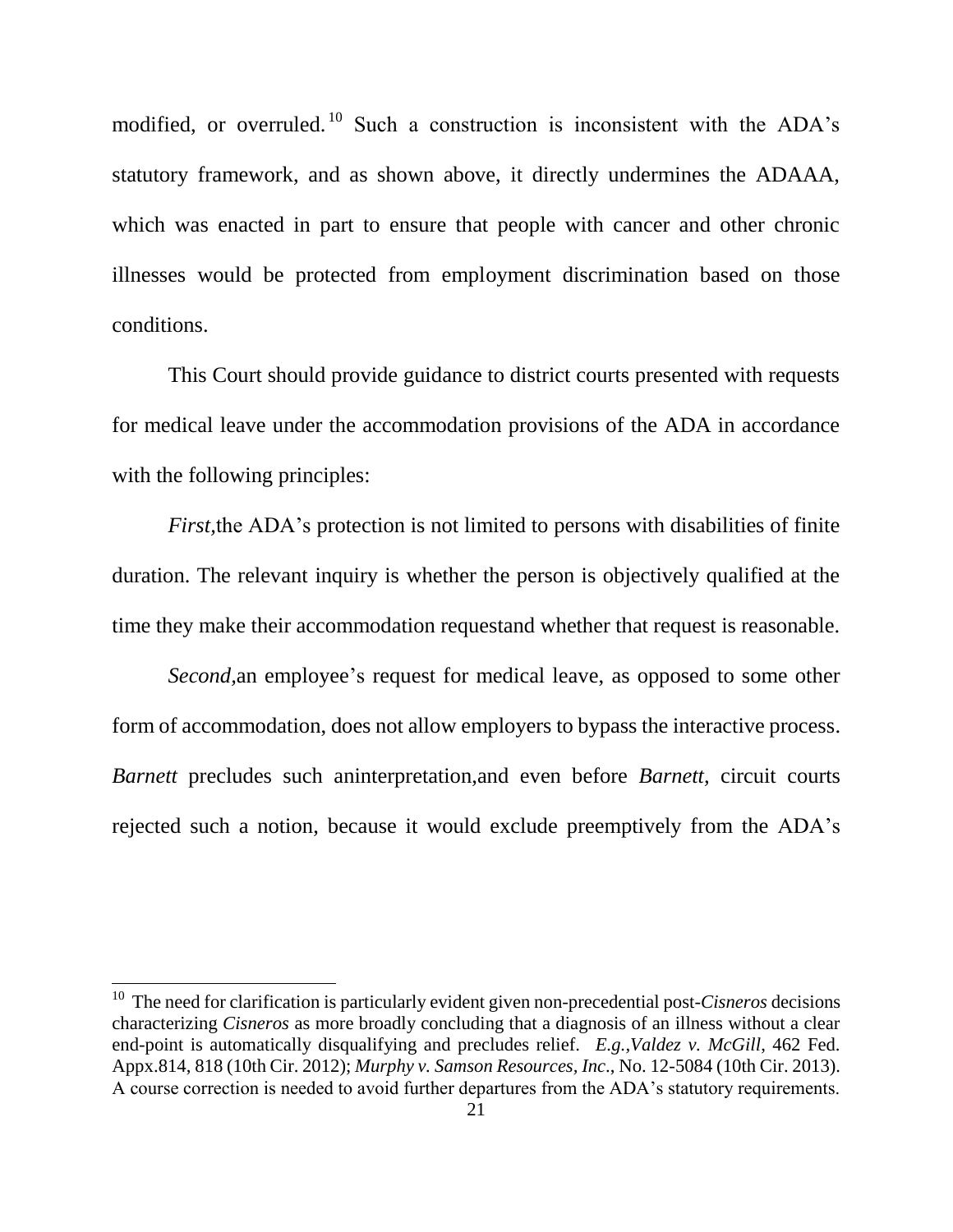modified, or overruled.[10] Such a construction is inconsistent with the ADA's statutory framework, and as shown above, it directly undermines the ADAAA, which was enacted in part to ensure that people with cancer and other chronic illnesses would be protected from employment discrimination based on those conditions.

This Court should provide guidance to district courts presented with requests for medical leave under the accommodation provisions of the ADA in accordance with the following principles:

*First,*the ADA's protection is not limited to persons with disabilities of finite duration. The relevant inquiry is whether the person is objectively qualified at the time they make their accommodation requestand whether that request is reasonable.

*Second,*an employee's request for medical leave, as opposed to some other form of accommodation, does not allow employers to bypass the interactive process. *Barnett* precludes such aninterpretation,and even before *Barnett,* circuit courts rejected such a notion, because it would exclude preemptively from the ADA's

---

[10] The need for clarification is particularly evident given non-precedential post-*Cisneros* decisions characterizing *Cisneros* as more broadly concluding that a diagnosis of an illness without a clear end-point is automatically disqualifying and precludes relief. *E.g.,Valdez v. McGill*, 462 Fed. Appx.814, 818 (10th Cir. 2012); *Murphy v. Samson Resources, Inc*., No. 12-5084 (10th Cir. 2013). A course correction is needed to avoid further departures from the ADA's statutory requirements.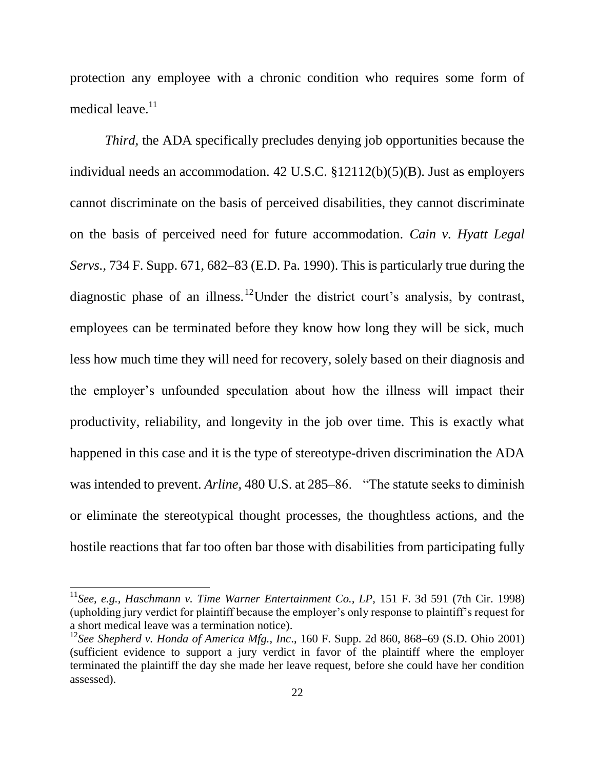protection any employee with a chronic condition who requires some form of medical leave.[11]

*Third*, the ADA specifically precludes denying job opportunities because the individual needs an accommodation. 42 U.S.C. §12112(b)(5)(B). Just as employers cannot discriminate on the basis of perceived disabilities, they cannot discriminate on the basis of perceived need for future accommodation. *Cain v. Hyatt Legal Servs.*, 734 F. Supp. 671, 682–83 (E.D. Pa. 1990). This is particularly true during the diagnostic phase of an illness.[12] Under the district court's analysis, by contrast, employees can be terminated before they know how long they will be sick, much less how much time they will need for recovery, solely based on their diagnosis and the employer's unfounded speculation about how the illness will impact their productivity, reliability, and longevity in the job over time. This is exactly what happened in this case and it is the type of stereotype-driven discrimination the ADA was intended to prevent. *Arline*, 480 U.S. at 285–86. "The statute seeks to diminish or eliminate the stereotypical thought processes, the thoughtless actions, and the hostile reactions that far too often bar those with disabilities from participating fully

---

[11] *See, e.g., Haschmann v. Time Warner Entertainment Co., LP*, 151 F. 3d 591 (7th Cir. 1998) (upholding jury verdict for plaintiff because the employer's only response to plaintiff's request for a short medical leave was a termination notice).

[12] *See Shepherd v. Honda of America Mfg., Inc*., 160 F. Supp. 2d 860, 868–69 (S.D. Ohio 2001) (sufficient evidence to support a jury verdict in favor of the plaintiff where the employer terminated the plaintiff the day she made her leave request, before she could have her condition assessed).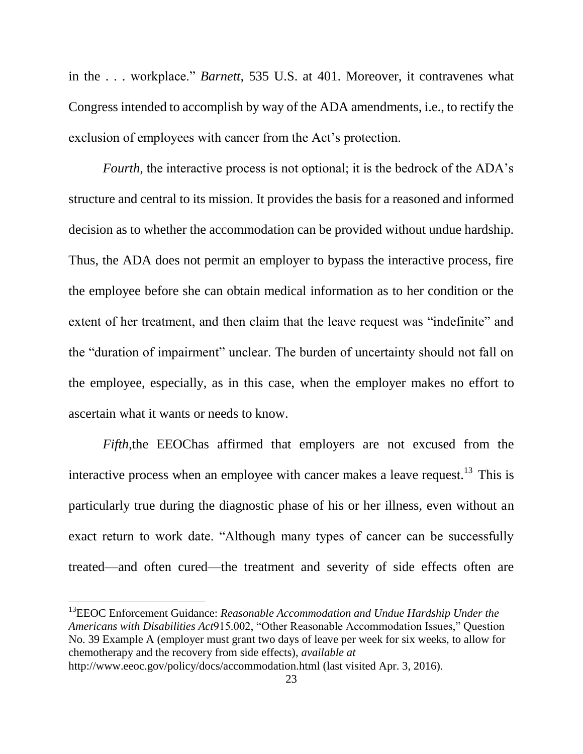in the . . . workplace." *Barnett,* 535 U.S. at 401. Moreover, it contravenes what Congress intended to accomplish by way of the ADA amendments, i.e., to rectify the exclusion of employees with cancer from the Act's protection.

*Fourth,* the interactive process is not optional; it is the bedrock of the ADA's structure and central to its mission. It provides the basis for a reasoned and informed decision as to whether the accommodation can be provided without undue hardship. Thus, the ADA does not permit an employer to bypass the interactive process, fire the employee before she can obtain medical information as to her condition or the extent of her treatment, and then claim that the leave request was "indefinite" and the "duration of impairment" unclear. The burden of uncertainty should not fall on the employee, especially, as in this case, when the employer makes no effort to ascertain what it wants or needs to know.

*Fifth,*the EEOChas affirmed that employers are not excused from the interactive process when an employee with cancer makes a leave request.[13] This is particularly true during the diagnostic phase of his or her illness, even without an exact return to work date. "Although many types of cancer can be successfully treated—and often cured—the treatment and severity of side effects often are

---

[13]EEOC Enforcement Guidance: *Reasonable Accommodation and Undue Hardship Under the Americans with Disabilities Act*915.002, "Other Reasonable Accommodation Issues," Question No. 39 Example A (employer must grant two days of leave per week for six weeks, to allow for chemotherapy and the recovery from side effects), *available at* http://www.eeoc.gov/policy/docs/accommodation.html (last visited Apr. 3, 2016).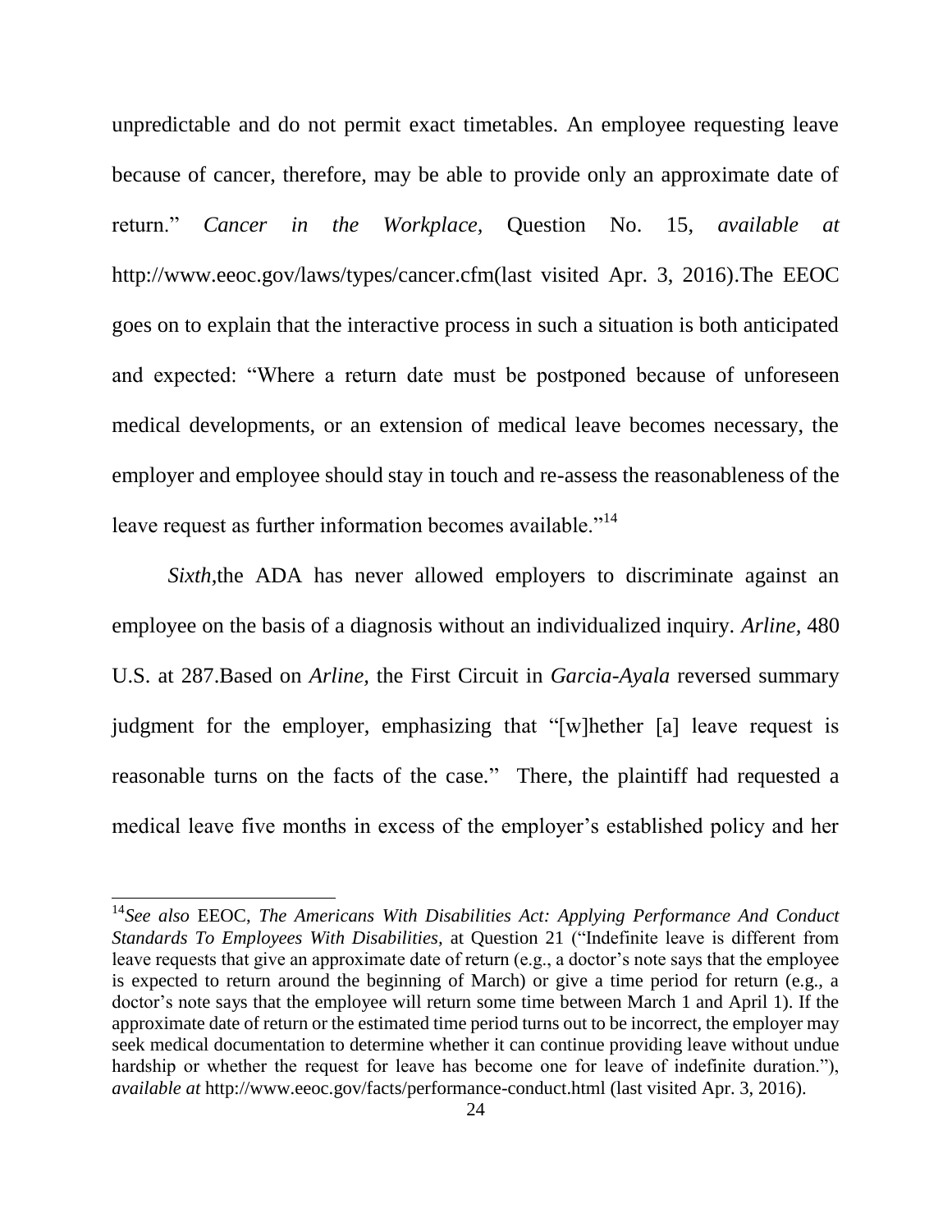unpredictable and do not permit exact timetables. An employee requesting leave because of cancer, therefore, may be able to provide only an approximate date of return." *Cancer in the Workplace*, Question No. 15, *available at* http://www.eeoc.gov/laws/types/cancer.cfm(last visited Apr. 3, 2016).The EEOC goes on to explain that the interactive process in such a situation is both anticipated and expected: "Where a return date must be postponed because of unforeseen medical developments, or an extension of medical leave becomes necessary, the employer and employee should stay in touch and re-assess the reasonableness of the leave request as further information becomes available."[14]

*Sixth*,the ADA has never allowed employers to discriminate against an employee on the basis of a diagnosis without an individualized inquiry. *Arline,* 480 U.S. at 287.Based on *Arline,* the First Circuit in *Garcia-Ayala* reversed summary judgment for the employer, emphasizing that "[w]hether [a] leave request is reasonable turns on the facts of the case." There, the plaintiff had requested a medical leave five months in excess of the employer's established policy and her

---

[14]*See also* EEOC, *The Americans With Disabilities Act: Applying Performance And Conduct Standards To Employees With Disabilities,* at Question 21 ("Indefinite leave is different from leave requests that give an approximate date of return (e.g., a doctor's note says that the employee is expected to return around the beginning of March) or give a time period for return (e.g., a doctor's note says that the employee will return some time between March 1 and April 1). If the approximate date of return or the estimated time period turns out to be incorrect, the employer may seek medical documentation to determine whether it can continue providing leave without undue hardship or whether the request for leave has become one for leave of indefinite duration."), *available at* http://www.eeoc.gov/facts/performance-conduct.html (last visited Apr. 3, 2016).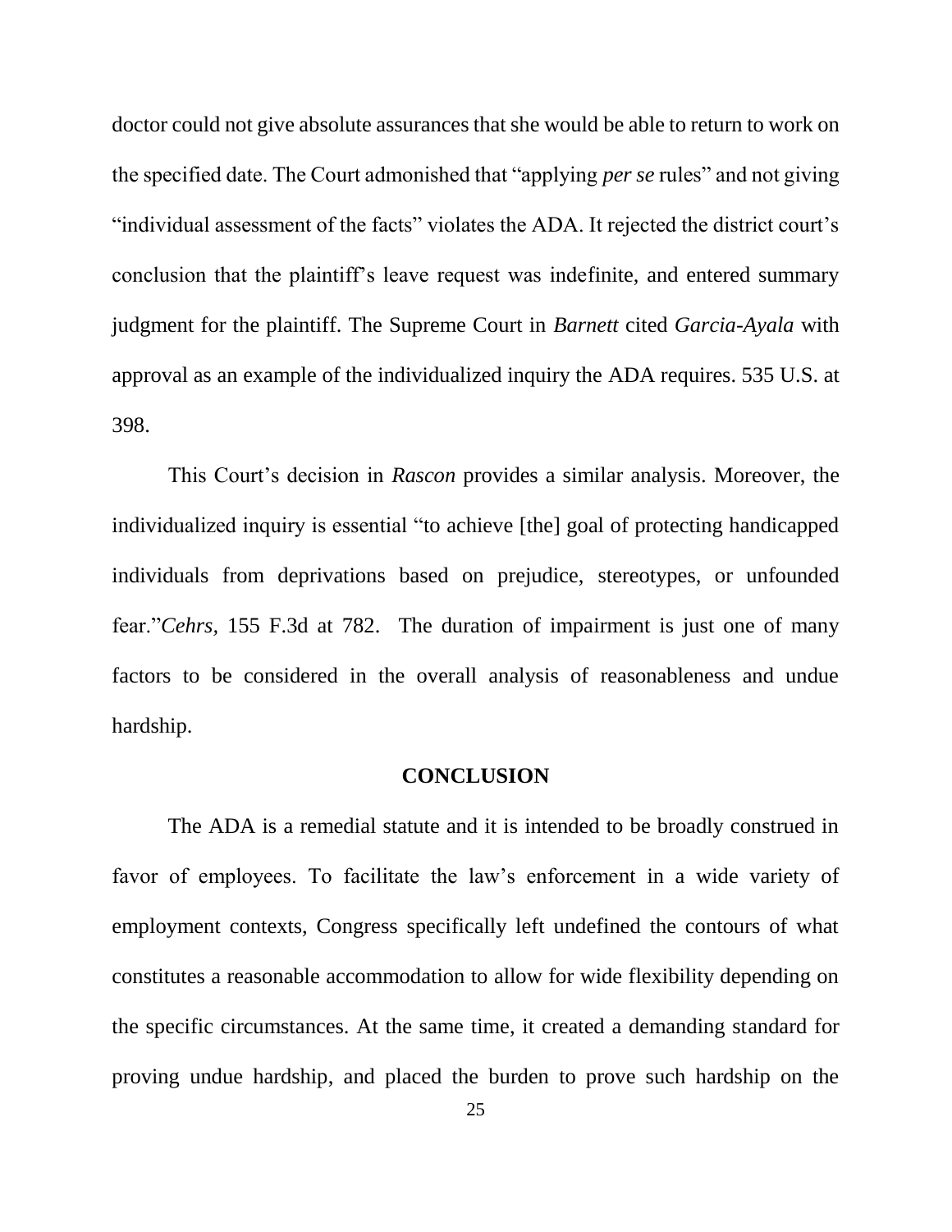doctor could not give absolute assurances that she would be able to return to work on the specified date. The Court admonished that "applying *per se* rules" and not giving "individual assessment of the facts" violates the ADA. It rejected the district court's conclusion that the plaintiff's leave request was indefinite, and entered summary judgment for the plaintiff. The Supreme Court in *Barnett* cited *Garcia-Ayala* with approval as an example of the individualized inquiry the ADA requires. 535 U.S. at 398.

This Court's decision in *Rascon* provides a similar analysis. Moreover, the individualized inquiry is essential "to achieve [the] goal of protecting handicapped individuals from deprivations based on prejudice, stereotypes, or unfounded fear."*Cehrs,* 155 F.3d at 782. The duration of impairment is just one of many factors to be considered in the overall analysis of reasonableness and undue hardship.

## CONCLUSION

The ADA is a remedial statute and it is intended to be broadly construed in favor of employees. To facilitate the law's enforcement in a wide variety of employment contexts, Congress specifically left undefined the contours of what constitutes a reasonable accommodation to allow for wide flexibility depending on the specific circumstances. At the same time, it created a demanding standard for proving undue hardship, and placed the burden to prove such hardship on the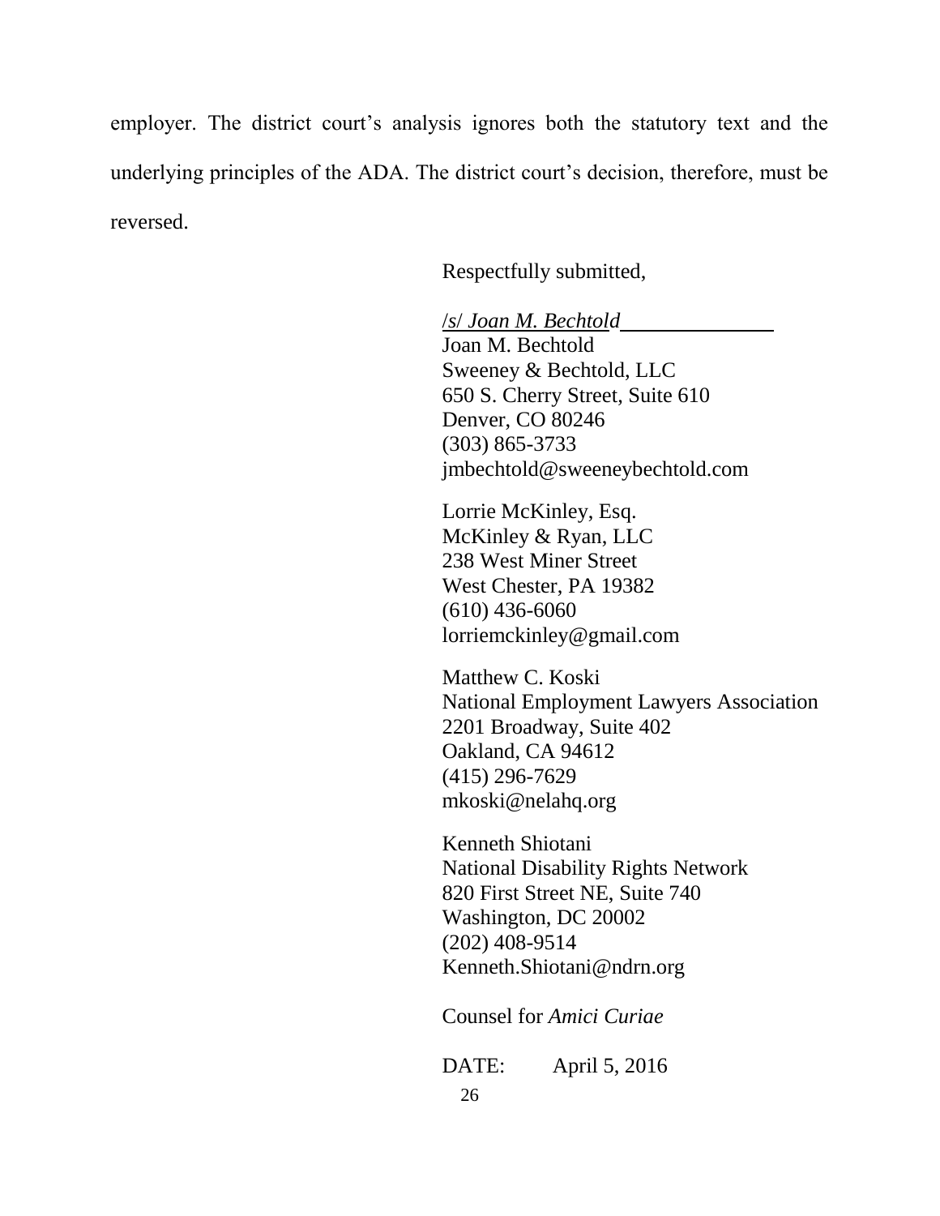employer. The district court's analysis ignores both the statutory text and the underlying principles of the ADA. The district court's decision, therefore, must be reversed.

Respectfully submitted,

/s/ *Joan M. Bechtold*
Joan M. Bechtold
Sweeney & Bechtold, LLC
650 S. Cherry Street, Suite 610
Denver, CO 80246
(303) 865-3733
jmbechtold@sweeneybechtold.com

Lorrie McKinley, Esq.
McKinley & Ryan, LLC
238 West Miner Street
West Chester, PA 19382
(610) 436-6060
lorriemckinley@gmail.com

Matthew C. Koski
National Employment Lawyers Association
2201 Broadway, Suite 402
Oakland, CA 94612
(415) 296-7629
mkoski@nelahq.org

Kenneth Shiotani
National Disability Rights Network
820 First Street NE, Suite 740
Washington, DC 20002
(202) 408-9514
Kenneth.Shiotani@ndrn.org

Counsel for *Amici Curiae*

DATE: April 5, 2016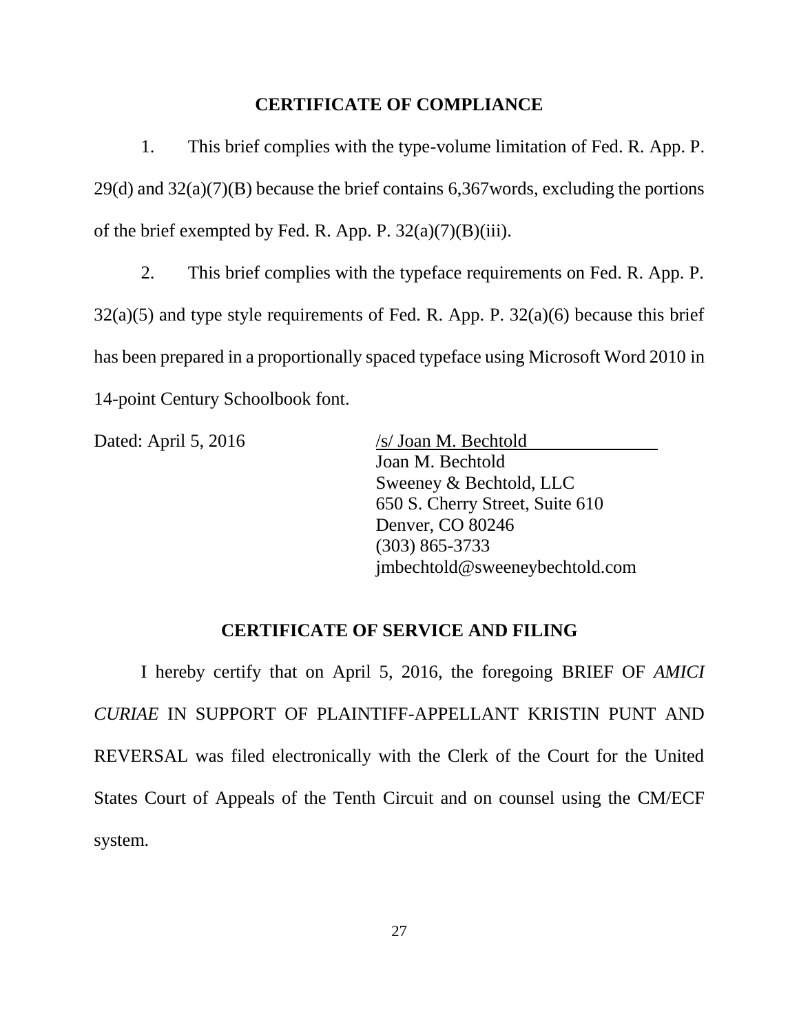## CERTIFICATE OF COMPLIANCE

1. This brief complies with the type-volume limitation of Fed. R. App. P. 29(d) and 32(a)(7)(B) because the brief contains 6,367words, excluding the portions of the brief exempted by Fed. R. App. P. 32(a)(7)(B)(iii).

2. This brief complies with the typeface requirements on Fed. R. App. P. 32(a)(5) and type style requirements of Fed. R. App. P. 32(a)(6) because this brief has been prepared in a proportionally spaced typeface using Microsoft Word 2010 in 14-point Century Schoolbook font.

Dated: April 5, 2016

/s/ Joan M. Bechtold
Joan M. Bechtold
Sweeney & Bechtold, LLC
650 S. Cherry Street, Suite 610
Denver, CO 80246
(303) 865-3733
jmbechtold@sweeneybechtold.com

## CERTIFICATE OF SERVICE AND FILING

I hereby certify that on April 5, 2016, the foregoing BRIEF OF *AMICI CURIAE* IN SUPPORT OF PLAINTIFF-APPELLANT KRISTIN PUNT AND REVERSAL was filed electronically with the Clerk of the Court for the United States Court of Appeals of the Tenth Circuit and on counsel using the CM/ECF system.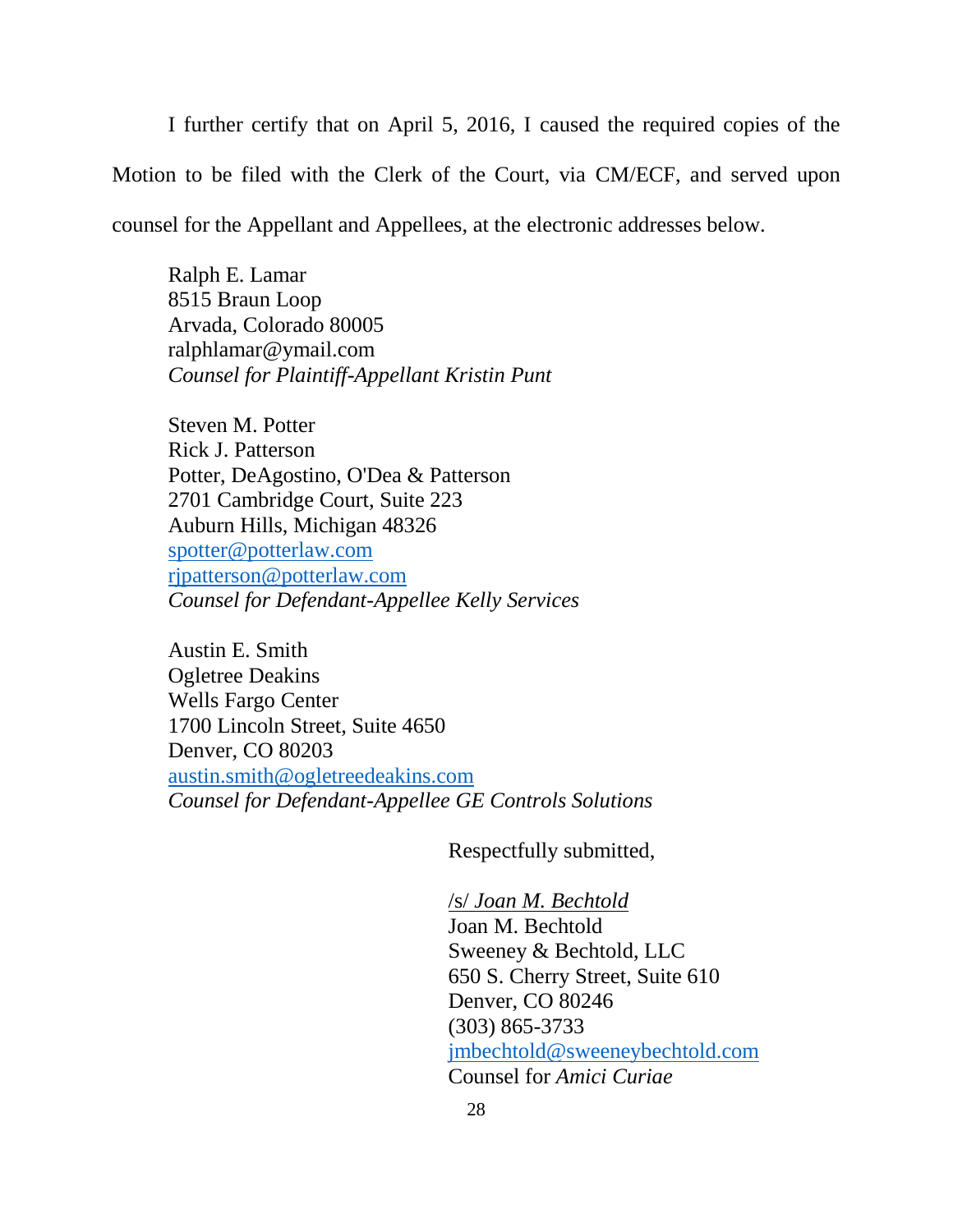I further certify that on April 5, 2016, I caused the required copies of the Motion to be filed with the Clerk of the Court, via CM/ECF, and served upon counsel for the Appellant and Appellees, at the electronic addresses below.

Ralph E. Lamar
8515 Braun Loop
Arvada, Colorado 80005
ralphlamar@ymail.com
*Counsel for Plaintiff-Appellant Kristin Punt*

Steven M. Potter
Rick J. Patterson
Potter, DeAgostino, O'Dea & Patterson
2701 Cambridge Court, Suite 223
Auburn Hills, Michigan 48326
spotter@potterlaw.com
rjpatterson@potterlaw.com
*Counsel for Defendant-Appellee Kelly Services*

Austin E. Smith
Ogletree Deakins
Wells Fargo Center
1700 Lincoln Street, Suite 4650
Denver, CO 80203
austin.smith@ogletreedeakins.com
*Counsel for Defendant-Appellee GE Controls Solutions*

Respectfully submitted,

/s/ *Joan M. Bechtold*
Joan M. Bechtold
Sweeney & Bechtold, LLC
650 S. Cherry Street, Suite 610
Denver, CO 80246
(303) 865-3733
jmbechtold@sweeneybechtold.com
Counsel for *Amici Curiae*